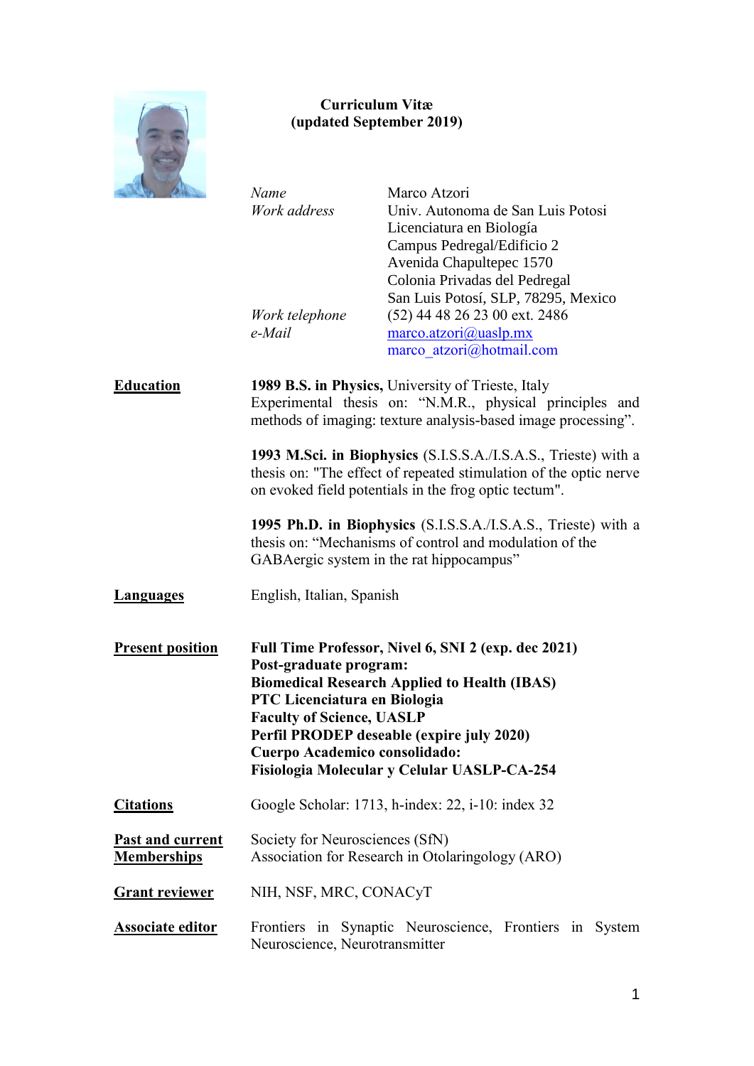**Curriculum Vitæ**
**(updated September 2019)**

| | |
|---|---|
| *Name* | Marco Atzori |
| *Work address* | Univ. Autonoma de San Luis Potosi<br>Licenciatura en Biología<br>Campus Pedregal/Edificio 2<br>Avenida Chapultepec 1570<br>Colonia Privadas del Pedregal<br>San Luis Potosí, SLP, 78295, Mexico |
| *Work telephone* | (52) 44 48 26 23 00 ext. 2486 |
| *e-Mail* | marco.atzori@uaslp.mx<br>marco_atzori@hotmail.com |

## Education

**1989 B.S. in Physics,** University of Trieste, Italy
Experimental thesis on: "N.M.R., physical principles and methods of imaging: texture analysis-based image processing".

**1993 M.Sci. in Biophysics** (S.I.S.S.A./I.S.A.S., Trieste) with a thesis on: "The effect of repeated stimulation of the optic nerve on evoked field potentials in the frog optic tectum".

**1995 Ph.D. in Biophysics** (S.I.S.S.A./I.S.A.S., Trieste) with a thesis on: "Mechanisms of control and modulation of the GABAergic system in the rat hippocampus"

## Languages

English, Italian, Spanish

## Present position

**Full Time Professor, Nivel 6, SNI 2 (exp. dec 2021)**
**Post-graduate program:**
**Biomedical Research Applied to Health (IBAS)**
**PTC Licenciatura en Biologia**
**Faculty of Science, UASLP**
**Perfil PRODEP deseable (expire july 2020)**
**Cuerpo Academico consolidado:**
**Fisiologia Molecular y Celular UASLP-CA-254**

## Citations

Google Scholar: 1713, h-index: 22, i-10: index 32

## Past and current Memberships

Society for Neurosciences (SfN)
Association for Research in Otolaringology (ARO)

## Grant reviewer

NIH, NSF, MRC, CONACyT

## Associate editor

Frontiers in Synaptic Neuroscience, Frontiers in System Neuroscience, Neurotransmitter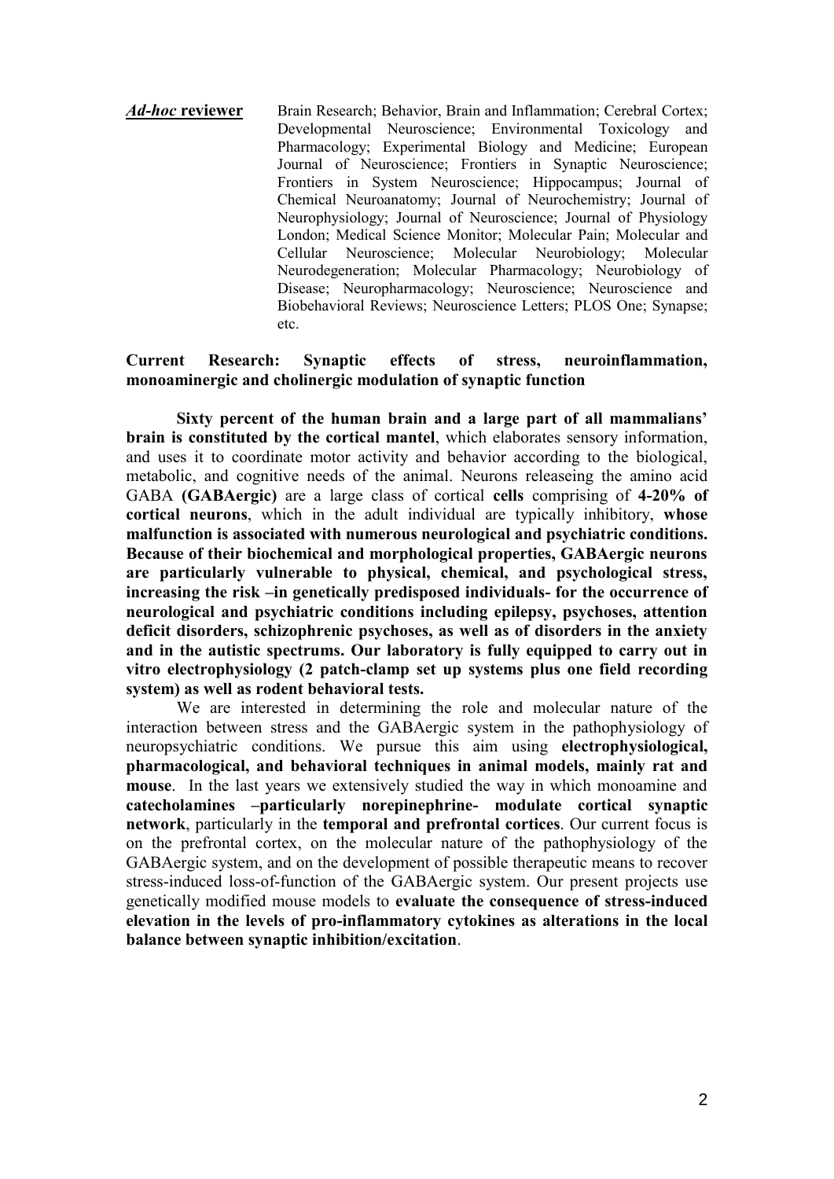***Ad-hoc* reviewer** Brain Research; Behavior, Brain and Inflammation; Cerebral Cortex; Developmental Neuroscience; Environmental Toxicology and Pharmacology; Experimental Biology and Medicine; European Journal of Neuroscience; Frontiers in Synaptic Neuroscience; Frontiers in System Neuroscience; Hippocampus; Journal of Chemical Neuroanatomy; Journal of Neurochemistry; Journal of Neurophysiology; Journal of Neuroscience; Journal of Physiology London; Medical Science Monitor; Molecular Pain; Molecular and Cellular Neuroscience; Molecular Neurobiology; Molecular Neurodegeneration; Molecular Pharmacology; Neurobiology of Disease; Neuropharmacology; Neuroscience; Neuroscience and Biobehavioral Reviews; Neuroscience Letters; PLOS One; Synapse; etc.

**Current Research: Synaptic effects of stress, neuroinflammation, monoaminergic and cholinergic modulation of synaptic function**

**Sixty percent of the human brain and a large part of all mammalians' brain is constituted by the cortical mantel**, which elaborates sensory information, and uses it to coordinate motor activity and behavior according to the biological, metabolic, and cognitive needs of the animal. Neurons releaseing the amino acid GABA **(GABAergic)** are a large class of cortical **cells** comprising of **4-20% of cortical neurons**, which in the adult individual are typically inhibitory, **whose malfunction is associated with numerous neurological and psychiatric conditions. Because of their biochemical and morphological properties, GABAergic neurons are particularly vulnerable to physical, chemical, and psychological stress, increasing the risk –in genetically predisposed individuals- for the occurrence of neurological and psychiatric conditions including epilepsy, psychoses, attention deficit disorders, schizophrenic psychoses, as well as of disorders in the anxiety and in the autistic spectrums. Our laboratory is fully equipped to carry out in vitro electrophysiology (2 patch-clamp set up systems plus one field recording system) as well as rodent behavioral tests.**

We are interested in determining the role and molecular nature of the interaction between stress and the GABAergic system in the pathophysiology of neuropsychiatric conditions. We pursue this aim using **electrophysiological, pharmacological, and behavioral techniques in animal models, mainly rat and mouse**. In the last years we extensively studied the way in which monoamine and **catecholamines –particularly norepinephrine- modulate cortical synaptic network**, particularly in the **temporal and prefrontal cortices**. Our current focus is on the prefrontal cortex, on the molecular nature of the pathophysiology of the GABAergic system, and on the development of possible therapeutic means to recover stress-induced loss-of-function of the GABAergic system. Our present projects use genetically modified mouse models to **evaluate the consequence of stress-induced elevation in the levels of pro-inflammatory cytokines as alterations in the local balance between synaptic inhibition/excitation**.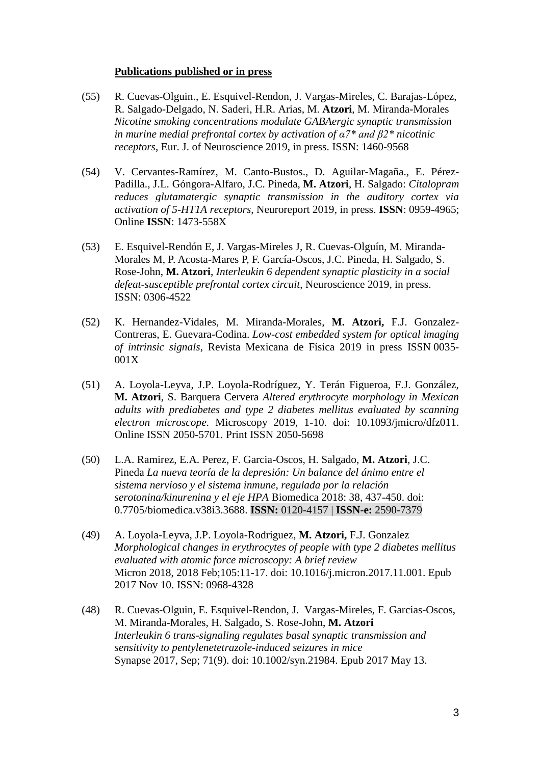**Publications published or in press**

(55) R. Cuevas-Olguin., E. Esquivel-Rendon, J. Vargas-Mireles, C. Barajas-López, R. Salgado-Delgado, N. Saderi, H.R. Arias, M. **Atzori**, M. Miranda-Morales *Nicotine smoking concentrations modulate GABAergic synaptic transmission in murine medial prefrontal cortex by activation of α7\* and β2\* nicotinic receptors*, Eur. J. of Neuroscience 2019, in press. ISSN: 1460-9568

(54) V. Cervantes-Ramírez, M. Canto-Bustos., D. Aguilar-Magaña., E. Pérez-Padilla., J.L. Góngora-Alfaro, J.C. Pineda, **M. Atzori**, H. Salgado: *Citalopram reduces glutamatergic synaptic transmission in the auditory cortex via activation of 5-HT1A receptors*, Neuroreport 2019, in press. **ISSN**: 0959-4965; Online **ISSN**: 1473-558X

(53) E. Esquivel-Rendón E, J. Vargas-Mireles J, R. Cuevas-Olguín, M. Miranda-Morales M, P. Acosta-Mares P, F. García-Oscos, J.C. Pineda, H. Salgado, S. Rose-John, **M. Atzori**, *Interleukin 6 dependent synaptic plasticity in a social defeat-susceptible prefrontal cortex circuit*, Neuroscience 2019, in press. ISSN: 0306-4522

(52) K. Hernandez-Vidales, M. Miranda-Morales, **M. Atzori,** F.J. Gonzalez-Contreras, E. Guevara-Codina. *Low-cost embedded system for optical imaging of intrinsic signals*, Revista Mexicana de Física 2019 in press ISSN 0035-001X

(51) A. Loyola-Leyva, J.P. Loyola-Rodríguez, Y. Terán Figueroa, F.J. González, **M. Atzori**, S. Barquera Cervera *Altered erythrocyte morphology in Mexican adults with prediabetes and type 2 diabetes mellitus evaluated by scanning electron microscope.* Microscopy 2019, 1-10. doi: 10.1093/jmicro/dfz011. Online ISSN 2050-5701. Print ISSN 2050-5698

(50) L.A. Ramirez, E.A. Perez, F. Garcia-Oscos, H. Salgado, **M. Atzori**, J.C. Pineda *La nueva teoría de la depresión: Un balance del ánimo entre el sistema nervioso y el sistema inmune, regulada por la relación serotonina/kinurenina y el eje HPA* Biomedica 2018: 38, 437-450. doi: 0.7705/biomedica.v38i3.3688. **ISSN:** 0120-4157 | **ISSN-e:** 2590-7379

(49) A. Loyola-Leyva, J.P. Loyola-Rodriguez, **M. Atzori,** F.J. Gonzalez *Morphological changes in erythrocytes of people with type 2 diabetes mellitus evaluated with atomic force microscopy: A brief review* Micron 2018, 2018 Feb;105:11-17. doi: 10.1016/j.micron.2017.11.001. Epub 2017 Nov 10. ISSN: 0968-4328

(48) R. Cuevas-Olguin, E. Esquivel-Rendon, J. Vargas-Mireles, F. Garcias-Oscos, M. Miranda-Morales, H. Salgado, S. Rose-John, **M. Atzori** *Interleukin 6 trans-signaling regulates basal synaptic transmission and sensitivity to pentylenetetrazole-induced seizures in mice* Synapse 2017, Sep; 71(9). doi: 10.1002/syn.21984. Epub 2017 May 13.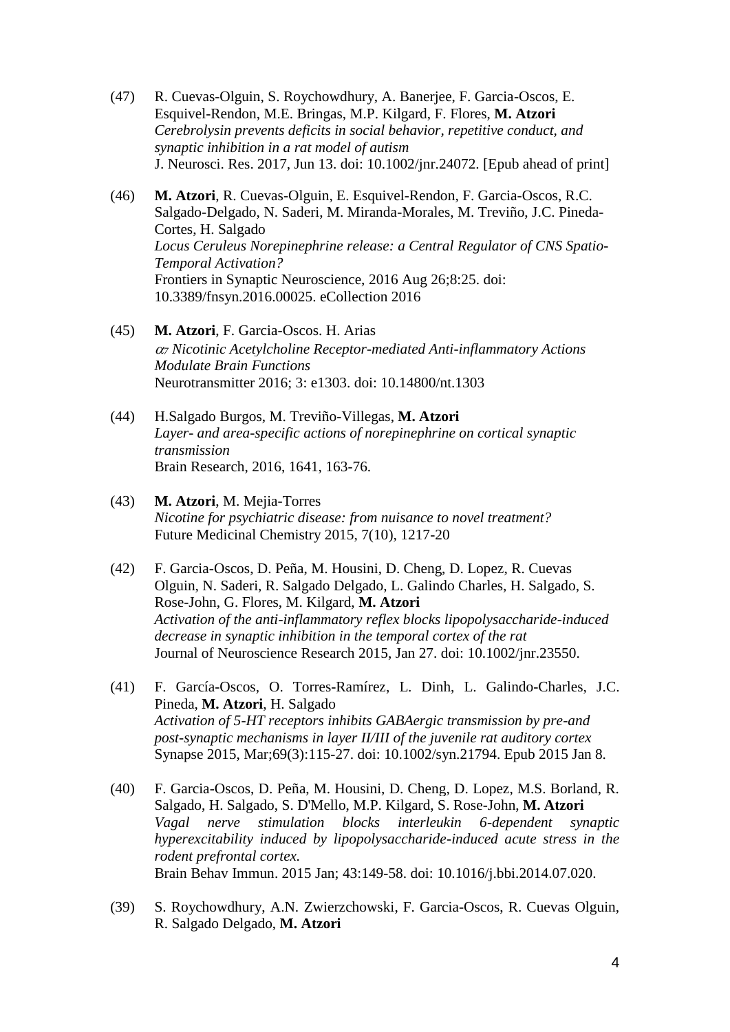(47) R. Cuevas-Olguin, S. Roychowdhury, A. Banerjee, F. Garcia-Oscos, E. Esquivel-Rendon, M.E. Bringas, M.P. Kilgard, F. Flores, **M. Atzori**
*Cerebrolysin prevents deficits in social behavior, repetitive conduct, and synaptic inhibition in a rat model of autism*
J. Neurosci. Res. 2017, Jun 13. doi: 10.1002/jnr.24072. [Epub ahead of print]

(46) **M. Atzori**, R. Cuevas-Olguin, E. Esquivel-Rendon, F. Garcia-Oscos, R.C. Salgado-Delgado, N. Saderi, M. Miranda-Morales, M. Treviño, J.C. Pineda-Cortes, H. Salgado
*Locus Ceruleus Norepinephrine release: a Central Regulator of CNS Spatio-Temporal Activation?*
Frontiers in Synaptic Neuroscience, 2016 Aug 26;8:25. doi: 10.3389/fnsyn.2016.00025. eCollection 2016

(45) **M. Atzori**, F. Garcia-Oscos. H. Arias
*$\alpha_7$ Nicotinic Acetylcholine Receptor-mediated Anti-inflammatory Actions Modulate Brain Functions*
Neurotransmitter 2016; 3: e1303. doi: 10.14800/nt.1303

(44) H.Salgado Burgos, M. Treviño-Villegas, **M. Atzori**
*Layer- and area-specific actions of norepinephrine on cortical synaptic transmission*
Brain Research, 2016, 1641, 163-76.

(43) **M. Atzori**, M. Mejia-Torres
*Nicotine for psychiatric disease: from nuisance to novel treatment?*
Future Medicinal Chemistry 2015, 7(10), 1217-20

(42) F. Garcia-Oscos, D. Peña, M. Housini, D. Cheng, D. Lopez, R. Cuevas Olguin, N. Saderi, R. Salgado Delgado, L. Galindo Charles, H. Salgado, S. Rose-John, G. Flores, M. Kilgard, **M. Atzori**
*Activation of the anti-inflammatory reflex blocks lipopolysaccharide-induced decrease in synaptic inhibition in the temporal cortex of the rat*
Journal of Neuroscience Research 2015, Jan 27. doi: 10.1002/jnr.23550.

(41) F. García-Oscos, O. Torres-Ramírez, L. Dinh, L. Galindo-Charles, J.C. Pineda, **M. Atzori**, H. Salgado
*Activation of 5-HT receptors inhibits GABAergic transmission by pre-and post-synaptic mechanisms in layer II/III of the juvenile rat auditory cortex*
Synapse 2015, Mar;69(3):115-27. doi: 10.1002/syn.21794. Epub 2015 Jan 8.

(40) F. Garcia-Oscos, D. Peña, M. Housini, D. Cheng, D. Lopez, M.S. Borland, R. Salgado, H. Salgado, S. D'Mello, M.P. Kilgard, S. Rose-John, **M. Atzori**
*Vagal nerve stimulation blocks interleukin 6-dependent synaptic hyperexcitability induced by lipopolysaccharide-induced acute stress in the rodent prefrontal cortex.*
Brain Behav Immun. 2015 Jan; 43:149-58. doi: 10.1016/j.bbi.2014.07.020.

(39) S. Roychowdhury, A.N. Zwierzchowski, F. Garcia-Oscos, R. Cuevas Olguin, R. Salgado Delgado, **M. Atzori**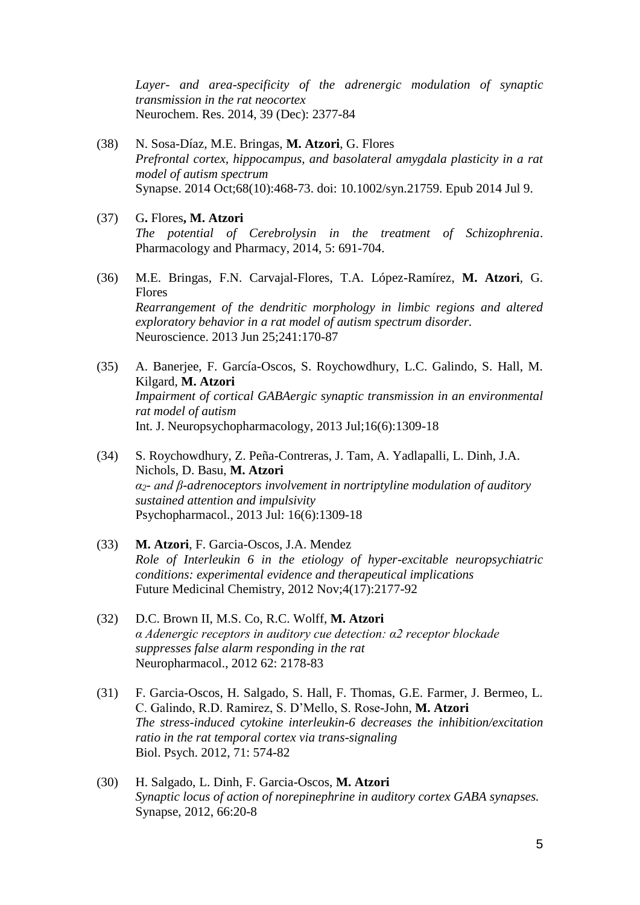*Layer- and area-specificity of the adrenergic modulation of synaptic transmission in the rat neocortex*
Neurochem. Res. 2014, 39 (Dec): 2377-84

(38) N. Sosa-Díaz, M.E. Bringas, **M. Atzori**, G. Flores
*Prefrontal cortex, hippocampus, and basolateral amygdala plasticity in a rat model of autism spectrum*
Synapse. 2014 Oct;68(10):468-73. doi: 10.1002/syn.21759. Epub 2014 Jul 9.

(37) G**.** Flores**, M. Atzori**
*The potential of Cerebrolysin in the treatment of Schizophrenia*.
Pharmacology and Pharmacy, 2014, 5: 691-704.

(36) M.E. Bringas, F.N. Carvajal-Flores, T.A. López-Ramírez, **M. Atzori**, G. Flores
*Rearrangement of the dendritic morphology in limbic regions and altered exploratory behavior in a rat model of autism spectrum disorder.*
Neuroscience. 2013 Jun 25;241:170-87

(35) A. Banerjee, F. García-Oscos, S. Roychowdhury, L.C. Galindo, S. Hall, M. Kilgard, **M. Atzori**
*Impairment of cortical GABAergic synaptic transmission in an environmental rat model of autism*
Int. J. Neuropsychopharmacology, 2013 Jul;16(6):1309-18

(34) S. Roychowdhury, Z. Peña-Contreras, J. Tam, A. Yadlapalli, L. Dinh, J.A. Nichols, D. Basu, **M. Atzori**
*$\alpha_2$- and β-adrenoceptors involvement in nortriptyline modulation of auditory sustained attention and impulsivity*
Psychopharmacol., 2013 Jul: 16(6):1309-18

(33) **M. Atzori**, F. Garcia-Oscos, J.A. Mendez
*Role of Interleukin 6 in the etiology of hyper-excitable neuropsychiatric conditions: experimental evidence and therapeutical implications*
Future Medicinal Chemistry, 2012 Nov;4(17):2177-92

(32) D.C. Brown II, M.S. Co, R.C. Wolff, **M. Atzori**
*α Adenergic receptors in auditory cue detection: α2 receptor blockade suppresses false alarm responding in the rat*
Neuropharmacol., 2012 62: 2178-83

(31) F. Garcia-Oscos, H. Salgado, S. Hall, F. Thomas, G.E. Farmer, J. Bermeo, L. C. Galindo, R.D. Ramirez, S. D'Mello, S. Rose-John, **M. Atzori**
*The stress-induced cytokine interleukin-6 decreases the inhibition/excitation ratio in the rat temporal cortex via trans-signaling*
Biol. Psych. 2012, 71: 574-82

(30) H. Salgado, L. Dinh, F. Garcia-Oscos, **M. Atzori**
*Synaptic locus of action of norepinephrine in auditory cortex GABA synapses.*
Synapse, 2012, 66:20-8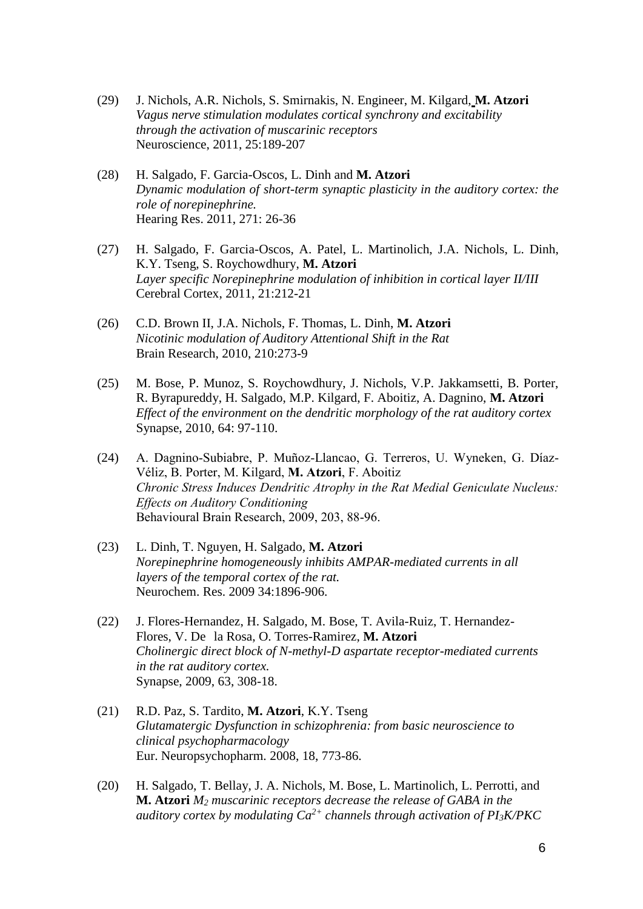(29) J. Nichols, A.R. Nichols, S. Smirnakis, N. Engineer, M. Kilgard, **M. Atzori**
*Vagus nerve stimulation modulates cortical synchrony and excitability through the activation of muscarinic receptors*
Neuroscience, 2011, 25:189-207

(28) H. Salgado, F. Garcia-Oscos, L. Dinh and **M. Atzori**
*Dynamic modulation of short-term synaptic plasticity in the auditory cortex: the role of norepinephrine.*
Hearing Res. 2011, 271: 26-36

(27) H. Salgado, F. Garcia-Oscos, A. Patel, L. Martinolich, J.A. Nichols, L. Dinh, K.Y. Tseng, S. Roychowdhury, **M. Atzori**
*Layer specific Norepinephrine modulation of inhibition in cortical layer II/III*
Cerebral Cortex, 2011, 21:212-21

(26) C.D. Brown II, J.A. Nichols, F. Thomas, L. Dinh, **M. Atzori**
*Nicotinic modulation of Auditory Attentional Shift in the Rat*
Brain Research, 2010, 210:273-9

(25) M. Bose, P. Munoz, S. Roychowdhury, J. Nichols, V.P. Jakkamsetti, B. Porter, R. Byrapureddy, H. Salgado, M.P. Kilgard, F. Aboitiz, A. Dagnino, **M. Atzori**
*Effect of the environment on the dendritic morphology of the rat auditory cortex*
Synapse, 2010, 64: 97-110.

(24) A. Dagnino-Subiabre, P. Muñoz-Llancao, G. Terreros, U. Wyneken, G. Díaz-Véliz, B. Porter, M. Kilgard, **M. Atzori**, F. Aboitiz
*Chronic Stress Induces Dendritic Atrophy in the Rat Medial Geniculate Nucleus: Effects on Auditory Conditioning*
Behavioural Brain Research, 2009, 203, 88-96.

(23) L. Dinh, T. Nguyen, H. Salgado, **M. Atzori**
*Norepinephrine homogeneously inhibits AMPAR-mediated currents in all layers of the temporal cortex of the rat.*
Neurochem. Res. 2009 34:1896-906.

(22) J. Flores-Hernandez, H. Salgado, M. Bose, T. Avila-Ruiz, T. Hernandez-Flores, V. De la Rosa, O. Torres-Ramirez, **M. Atzori**
*Cholinergic direct block of N-methyl-D aspartate receptor-mediated currents in the rat auditory cortex.*
Synapse, 2009, 63, 308-18.

(21) R.D. Paz, S. Tardito, **M. Atzori**, K.Y. Tseng
*Glutamatergic Dysfunction in schizophrenia: from basic neuroscience to clinical psychopharmacology*
Eur. Neuropsychopharm. 2008, 18, 773-86.

(20) H. Salgado, T. Bellay, J. A. Nichols, M. Bose, L. Martinolich, L. Perrotti, and **M. Atzori** *$M_2$ muscarinic receptors decrease the release of GABA in the auditory cortex by modulating $Ca^{2+}$ channels through activation of $PI_3K$/PKC*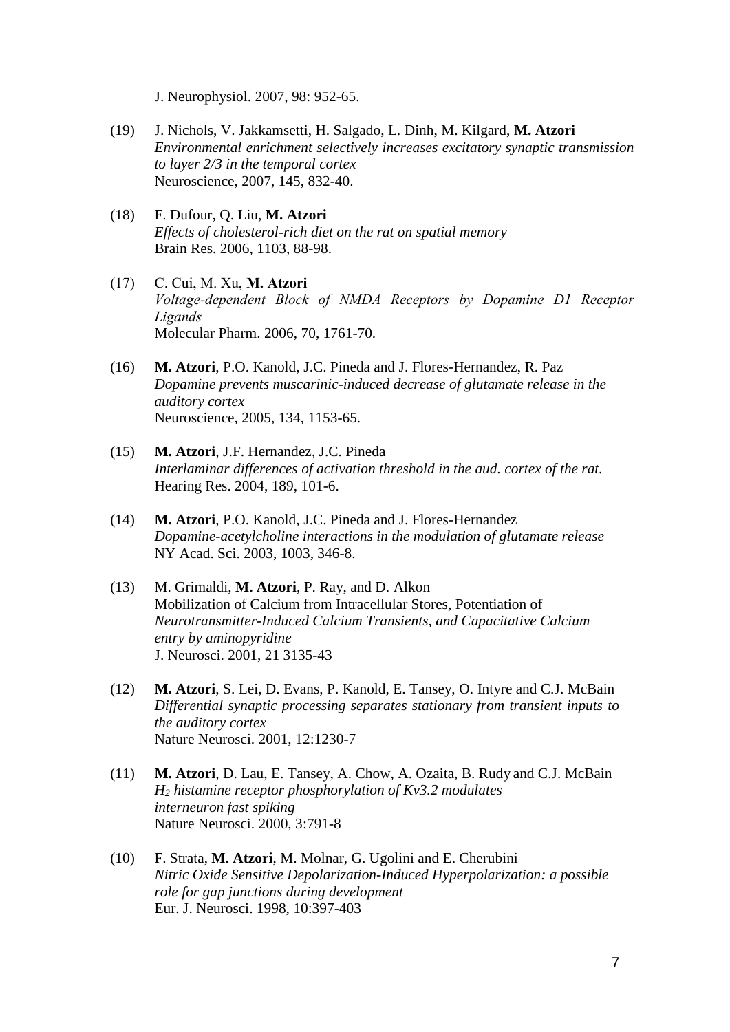J. Neurophysiol. 2007, 98: 952-65.

(19) J. Nichols, V. Jakkamsetti, H. Salgado, L. Dinh, M. Kilgard, **M. Atzori**
*Environmental enrichment selectively increases excitatory synaptic transmission to layer 2/3 in the temporal cortex*
Neuroscience, 2007, 145, 832-40.

(18) F. Dufour, Q. Liu, **M. Atzori**
*Effects of cholesterol-rich diet on the rat on spatial memory*
Brain Res. 2006, 1103, 88-98.

(17) C. Cui, M. Xu, **M. Atzori**
*Voltage-dependent Block of NMDA Receptors by Dopamine D1 Receptor Ligands*
Molecular Pharm. 2006, 70, 1761-70.

(16) **M. Atzori**, P.O. Kanold, J.C. Pineda and J. Flores-Hernandez, R. Paz
*Dopamine prevents muscarinic-induced decrease of glutamate release in the auditory cortex*
Neuroscience, 2005, 134, 1153-65.

(15) **M. Atzori**, J.F. Hernandez, J.C. Pineda
*Interlaminar differences of activation threshold in the aud. cortex of the rat.*
Hearing Res. 2004, 189, 101-6.

(14) **M. Atzori**, P.O. Kanold, J.C. Pineda and J. Flores-Hernandez
*Dopamine-acetylcholine interactions in the modulation of glutamate release*
NY Acad. Sci. 2003, 1003, 346-8.

(13) M. Grimaldi, **M. Atzori**, P. Ray, and D. Alkon
Mobilization of Calcium from Intracellular Stores, Potentiation of *Neurotransmitter-Induced Calcium Transients, and Capacitative Calcium entry by aminopyridine*
J. Neurosci. 2001, 21 3135-43

(12) **M. Atzori**, S. Lei, D. Evans, P. Kanold, E. Tansey, O. Intyre and C.J. McBain
*Differential synaptic processing separates stationary from transient inputs to the auditory cortex*
Nature Neurosci. 2001, 12:1230-7

(11) **M. Atzori**, D. Lau, E. Tansey, A. Chow, A. Ozaita, B. Rudy and C.J. McBain
*$H_2$ histamine receptor phosphorylation of Kv3.2 modulates interneuron fast spiking*
Nature Neurosci. 2000, 3:791-8

(10) F. Strata, **M. Atzori**, M. Molnar, G. Ugolini and E. Cherubini
*Nitric Oxide Sensitive Depolarization-Induced Hyperpolarization: a possible role for gap junctions during development*
Eur. J. Neurosci. 1998, 10:397-403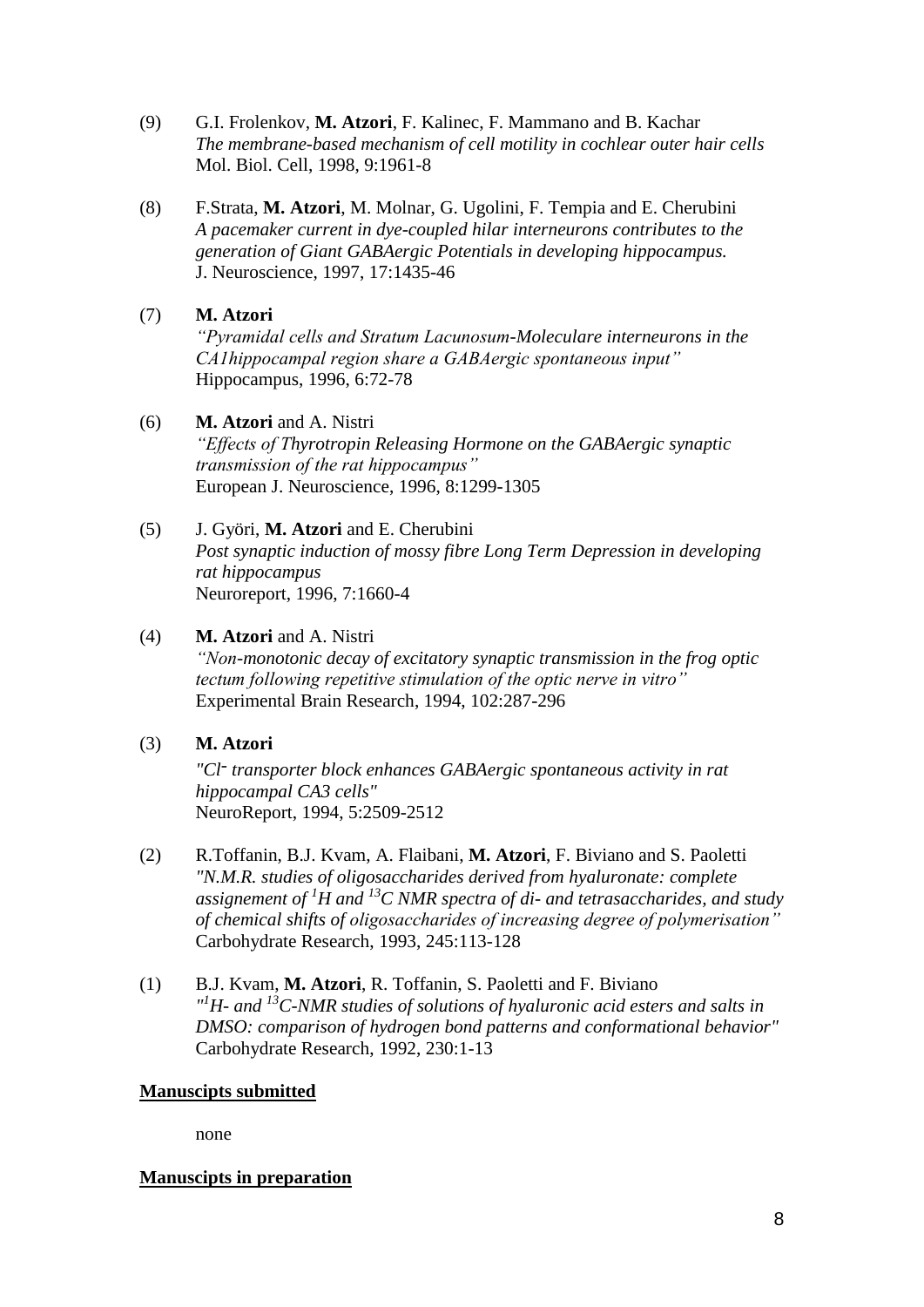(9) G.I. Frolenkov, **M. Atzori**, F. Kalinec, F. Mammano and B. Kachar
*The membrane-based mechanism of cell motility in cochlear outer hair cells*
Mol. Biol. Cell, 1998, 9:1961-8

(8) F.Strata, **M. Atzori**, M. Molnar, G. Ugolini, F. Tempia and E. Cherubini
*A pacemaker current in dye-coupled hilar interneurons contributes to the generation of Giant GABAergic Potentials in developing hippocampus.*
J. Neuroscience, 1997, 17:1435-46

(7) **M. Atzori**
*"Pyramidal cells and Stratum Lacunosum-Moleculare interneurons in the CA1hippocampal region share a GABAergic spontaneous input"*
Hippocampus, 1996, 6:72-78

(6) **M. Atzori** and A. Nistri
*"Effects of Thyrotropin Releasing Hormone on the GABAergic synaptic transmission of the rat hippocampus"*
European J. Neuroscience, 1996, 8:1299-1305

(5) J. Györi, **M. Atzori** and E. Cherubini
*Post synaptic induction of mossy fibre Long Term Depression in developing rat hippocampus*
Neuroreport, 1996, 7:1660-4

(4) **M. Atzori** and A. Nistri
*"Non-monotonic decay of excitatory synaptic transmission in the frog optic tectum following repetitive stimulation of the optic nerve in vitro"*
Experimental Brain Research, 1994, 102:287-296

(3) **M. Atzori**
*"$Cl^-$ transporter block enhances GABAergic spontaneous activity in rat hippocampal CA3 cells"*
NeuroReport, 1994, 5:2509-2512

(2) R.Toffanin, B.J. Kvam, A. Flaibani, **M. Atzori**, F. Biviano and S. Paoletti
*"N.M.R. studies of oligosaccharides derived from hyaluronate: complete assignement of $^1H$ and $^{13}C$ NMR spectra of di- and tetrasaccharides, and study of chemical shifts of oligosaccharides of increasing degree of polymerisation"*
Carbohydrate Research, 1993, 245:113-128

(1) B.J. Kvam, **M. Atzori**, R. Toffanin, S. Paoletti and F. Biviano
*"$^1H$- and $^{13}C$-NMR studies of solutions of hyaluronic acid esters and salts in DMSO: comparison of hydrogen bond patterns and conformational behavior"*
Carbohydrate Research, 1992, 230:1-13

**Manuscipts submitted**

none

**Manuscipts in preparation**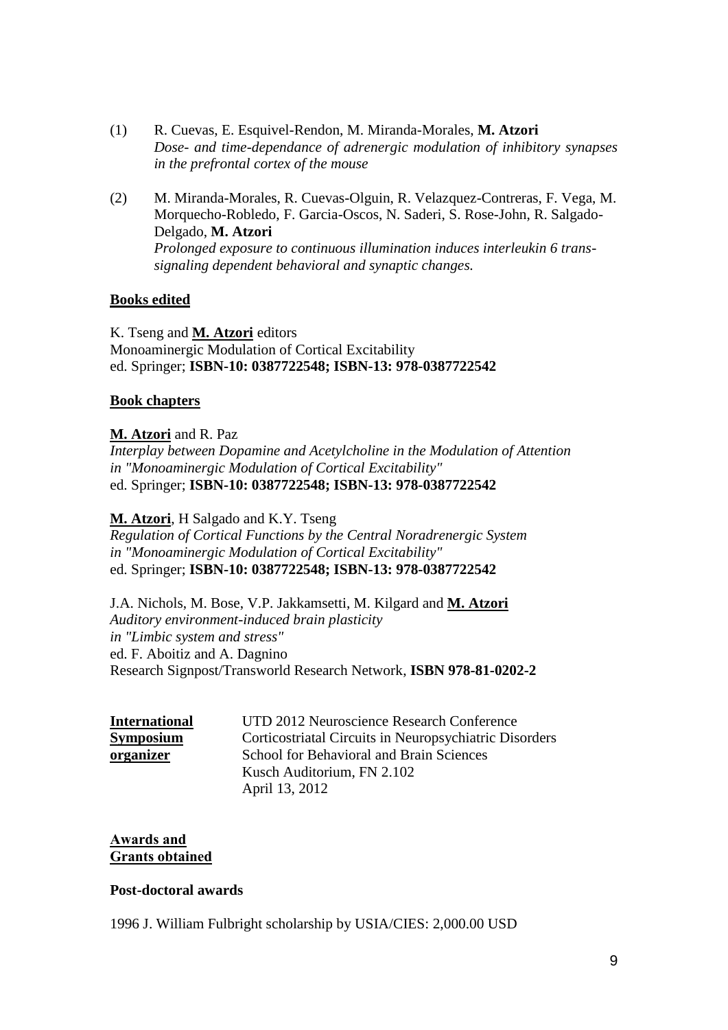(1) R. Cuevas, E. Esquivel-Rendon, M. Miranda-Morales, **M. Atzori**
*Dose- and time-dependance of adrenergic modulation of inhibitory synapses in the prefrontal cortex of the mouse*

(2) M. Miranda-Morales, R. Cuevas-Olguin, R. Velazquez-Contreras, F. Vega, M. Morquecho-Robledo, F. Garcia-Oscos, N. Saderi, S. Rose-John, R. Salgado-Delgado, **M. Atzori**
*Prolonged exposure to continuous illumination induces interleukin 6 trans-signaling dependent behavioral and synaptic changes.*

**Books edited**

K. Tseng and **M. Atzori** editors
Monoaminergic Modulation of Cortical Excitability
ed. Springer; **ISBN-10: 0387722548; ISBN-13: 978-0387722542**

**Book chapters**

**M. Atzori** and R. Paz
*Interplay between Dopamine and Acetylcholine in the Modulation of Attention*
*in "Monoaminergic Modulation of Cortical Excitability"*
ed. Springer; **ISBN-10: 0387722548; ISBN-13: 978-0387722542**

**M. Atzori**, H Salgado and K.Y. Tseng
*Regulation of Cortical Functions by the Central Noradrenergic System*
*in "Monoaminergic Modulation of Cortical Excitability"*
ed. Springer; **ISBN-10: 0387722548; ISBN-13: 978-0387722542**

J.A. Nichols, M. Bose, V.P. Jakkamsetti, M. Kilgard and **M. Atzori**
*Auditory environment-induced brain plasticity*
*in "Limbic system and stress"*
ed. F. Aboitiz and A. Dagnino
Research Signpost/Transworld Research Network, **ISBN 978-81-0202-2**

**International Symposium organizer**

UTD 2012 Neuroscience Research Conference
Corticostriatal Circuits in Neuropsychiatric Disorders
School for Behavioral and Brain Sciences
Kusch Auditorium, FN 2.102
April 13, 2012

**Awards and Grants obtained**

**Post-doctoral awards**

1996 J. William Fulbright scholarship by USIA/CIES: 2,000.00 USD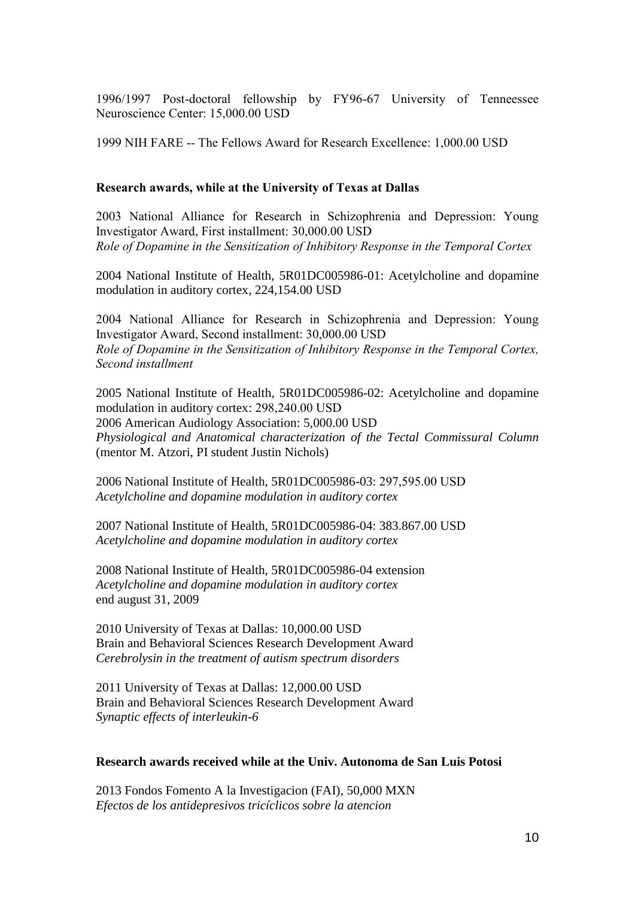1996/1997 Post-doctoral fellowship by FY96-67 University of Tenneessee Neuroscience Center: 15,000.00 USD

1999 NIH FARE -- The Fellows Award for Research Excellence: 1,000.00 USD

**Research awards, while at the University of Texas at Dallas**

2003 National Alliance for Research in Schizophrenia and Depression: Young Investigator Award, First installment: 30,000.00 USD
*Role of Dopamine in the Sensitization of Inhibitory Response in the Temporal Cortex*

2004 National Institute of Health, 5R01DC005986-01: Acetylcholine and dopamine modulation in auditory cortex, 224,154.00 USD

2004 National Alliance for Research in Schizophrenia and Depression: Young Investigator Award, Second installment: 30,000.00 USD
*Role of Dopamine in the Sensitization of Inhibitory Response in the Temporal Cortex, Second installment*

2005 National Institute of Health, 5R01DC005986-02: Acetylcholine and dopamine modulation in auditory cortex: 298,240.00 USD
2006 American Audiology Association: 5,000.00 USD
*Physiological and Anatomical characterization of the Tectal Commissural Column* (mentor M. Atzori, PI student Justin Nichols)

2006 National Institute of Health, 5R01DC005986-03: 297,595.00 USD
*Acetylcholine and dopamine modulation in auditory cortex*

2007 National Institute of Health, 5R01DC005986-04: 383.867.00 USD
*Acetylcholine and dopamine modulation in auditory cortex*

2008 National Institute of Health, 5R01DC005986-04 extension
*Acetylcholine and dopamine modulation in auditory cortex*
end august 31, 2009

2010 University of Texas at Dallas: 10,000.00 USD
Brain and Behavioral Sciences Research Development Award
*Cerebrolysin in the treatment of autism spectrum disorders*

2011 University of Texas at Dallas: 12,000.00 USD
Brain and Behavioral Sciences Research Development Award
*Synaptic effects of interleukin-6*

**Research awards received while at the Univ. Autonoma de San Luis Potosi**

2013 Fondos Fomento A la Investigacion (FAI), 50,000 MXN
*Efectos de los antidepresivos tricíclicos sobre la atencion*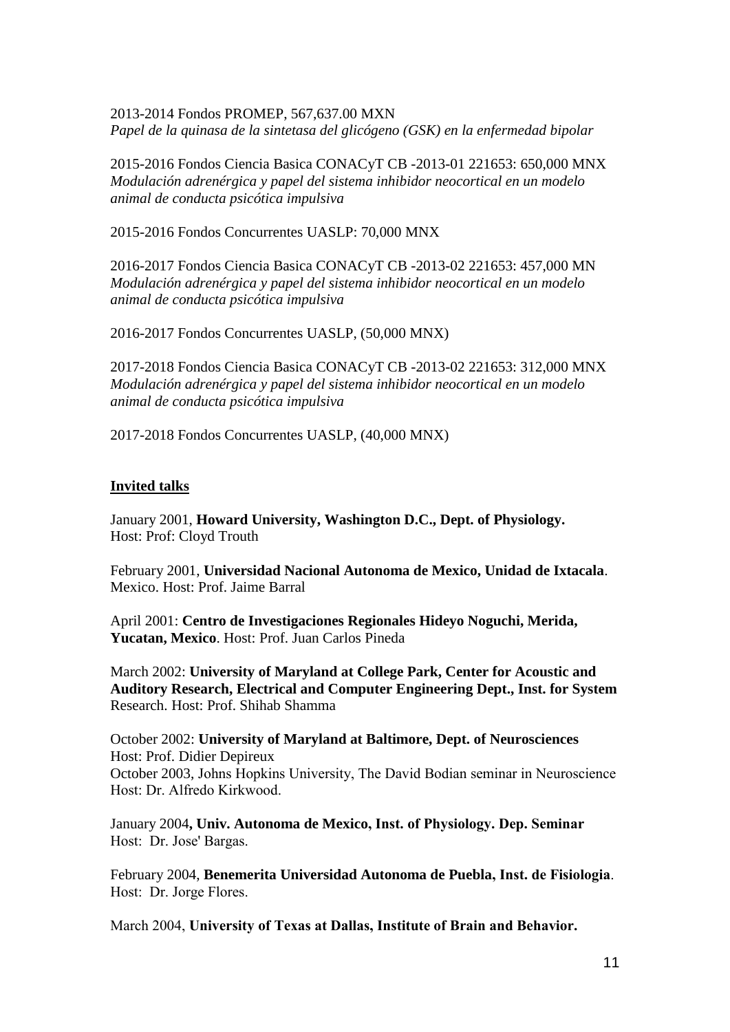2013-2014 Fondos PROMEP, 567,637.00 MXN
*Papel de la quinasa de la sintetasa del glicógeno (GSK) en la enfermedad bipolar*

2015-2016 Fondos Ciencia Basica CONACyT CB -2013-01 221653: 650,000 MNX
*Modulación adrenérgica y papel del sistema inhibidor neocortical en un modelo animal de conducta psicótica impulsiva*

2015-2016 Fondos Concurrentes UASLP: 70,000 MNX

2016-2017 Fondos Ciencia Basica CONACyT CB -2013-02 221653: 457,000 MN
*Modulación adrenérgica y papel del sistema inhibidor neocortical en un modelo animal de conducta psicótica impulsiva*

2016-2017 Fondos Concurrentes UASLP, (50,000 MNX)

2017-2018 Fondos Ciencia Basica CONACyT CB -2013-02 221653: 312,000 MNX
*Modulación adrenérgica y papel del sistema inhibidor neocortical en un modelo animal de conducta psicótica impulsiva*

2017-2018 Fondos Concurrentes UASLP, (40,000 MNX)

## Invited talks

January 2001, **Howard University, Washington D.C., Dept. of Physiology.**
Host: Prof: Cloyd Trouth

February 2001, **Universidad Nacional Autonoma de Mexico, Unidad de Ixtacala**. Mexico. Host: Prof. Jaime Barral

April 2001: **Centro de Investigaciones Regionales Hideyo Noguchi, Merida, Yucatan, Mexico**. Host: Prof. Juan Carlos Pineda

March 2002: **University of Maryland at College Park, Center for Acoustic and Auditory Research, Electrical and Computer Engineering Dept., Inst. for System** Research. Host: Prof. Shihab Shamma

October 2002: **University of Maryland at Baltimore, Dept. of Neurosciences**
Host: Prof. Didier Depireux
October 2003, Johns Hopkins University, The David Bodian seminar in Neuroscience
Host: Dr. Alfredo Kirkwood.

January 2004**, Univ. Autonoma de Mexico, Inst. of Physiology. Dep. Seminar**
Host: Dr. Jose' Bargas.

February 2004, **Benemerita Universidad Autonoma de Puebla, Inst. de Fisiologia**.
Host: Dr. Jorge Flores.

March 2004, **University of Texas at Dallas, Institute of Brain and Behavior.**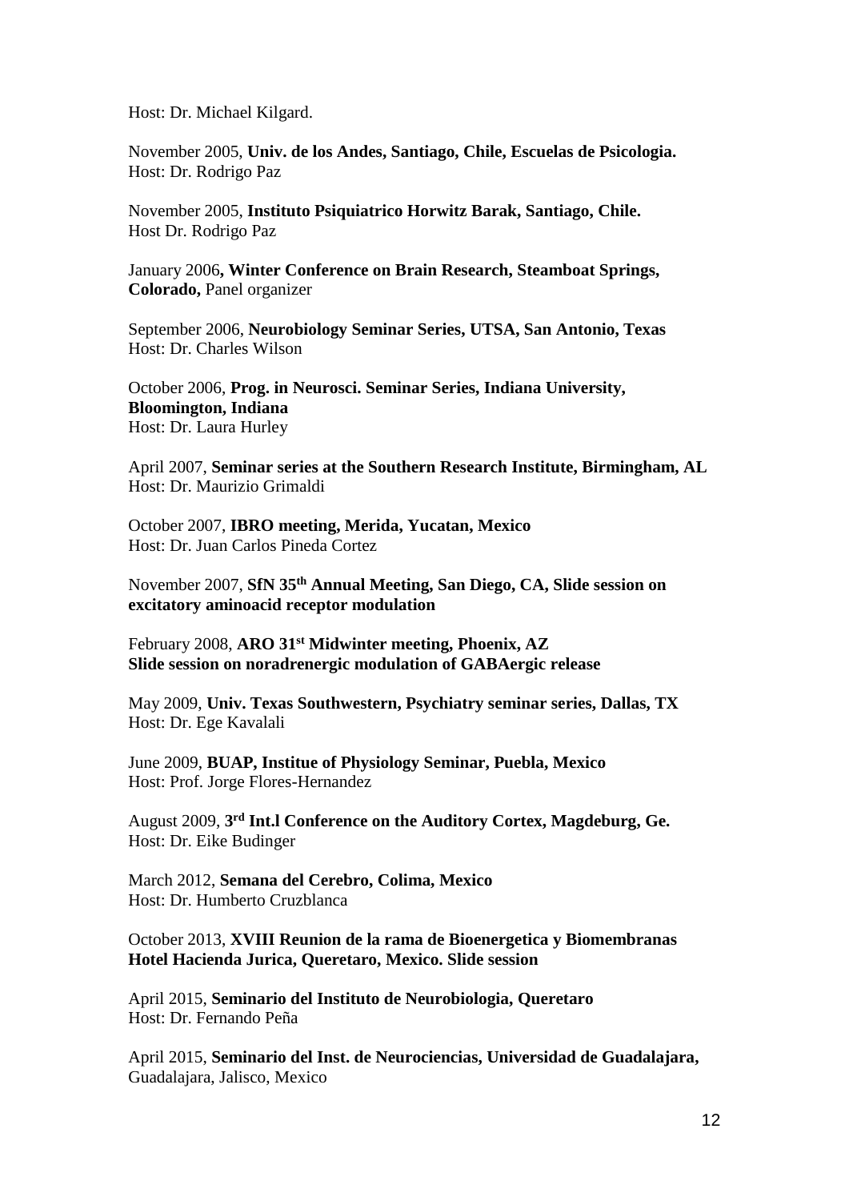Host: Dr. Michael Kilgard.

November 2005, **Univ. de los Andes, Santiago, Chile, Escuelas de Psicologia.**
Host: Dr. Rodrigo Paz

November 2005, **Instituto Psiquiatrico Horwitz Barak, Santiago, Chile.**
Host Dr. Rodrigo Paz

January 2006**, Winter Conference on Brain Research, Steamboat Springs, Colorado,** Panel organizer

September 2006, **Neurobiology Seminar Series, UTSA, San Antonio, Texas**
Host: Dr. Charles Wilson

October 2006, **Prog. in Neurosci. Seminar Series, Indiana University, Bloomington, Indiana**
Host: Dr. Laura Hurley

April 2007, **Seminar series at the Southern Research Institute, Birmingham, AL**
Host: Dr. Maurizio Grimaldi

October 2007, **IBRO meeting, Merida, Yucatan, Mexico**
Host: Dr. Juan Carlos Pineda Cortez

November 2007, **SfN 35th Annual Meeting, San Diego, CA, Slide session on excitatory aminoacid receptor modulation**

February 2008, **ARO 31st Midwinter meeting, Phoenix, AZ**
**Slide session on noradrenergic modulation of GABAergic release**

May 2009, **Univ. Texas Southwestern, Psychiatry seminar series, Dallas, TX**
Host: Dr. Ege Kavalali

June 2009, **BUAP, Institue of Physiology Seminar, Puebla, Mexico**
Host: Prof. Jorge Flores-Hernandez

August 2009, **3rd Int.l Conference on the Auditory Cortex, Magdeburg, Ge.**
Host: Dr. Eike Budinger

March 2012, **Semana del Cerebro, Colima, Mexico**
Host: Dr. Humberto Cruzblanca

October 2013, **XVIII Reunion de la rama de Bioenergetica y Biomembranas Hotel Hacienda Jurica, Queretaro, Mexico. Slide session**

April 2015, **Seminario del Instituto de Neurobiologia, Queretaro**
Host: Dr. Fernando Peña

April 2015, **Seminario del Inst. de Neurociencias, Universidad de Guadalajara,** Guadalajara, Jalisco, Mexico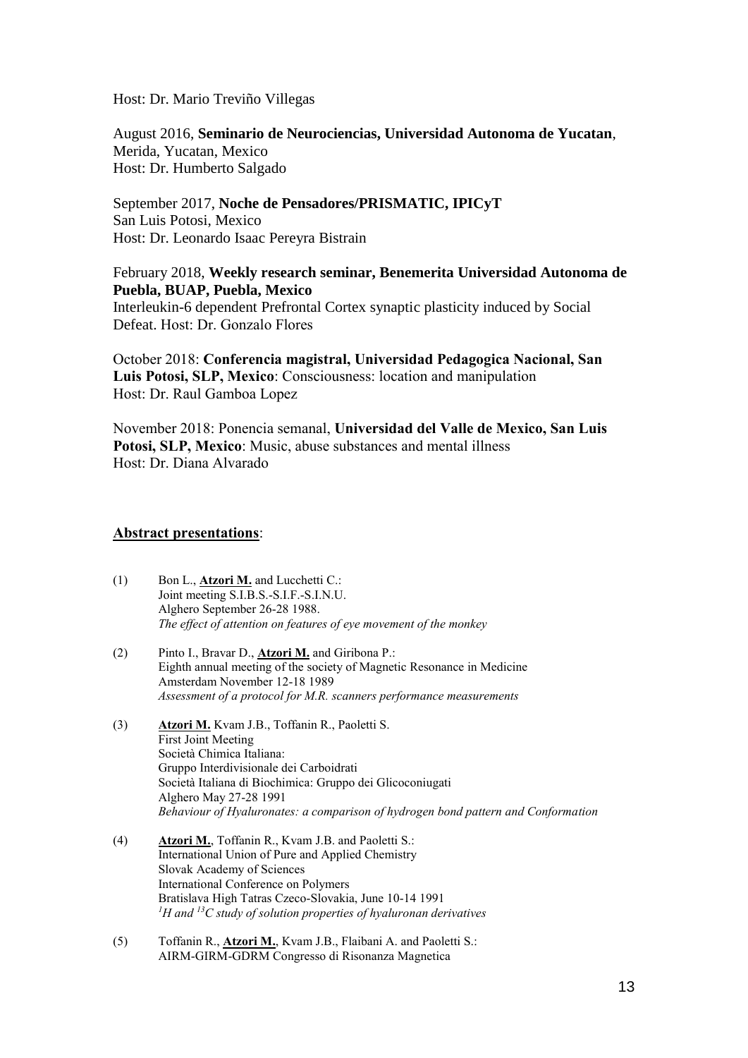Host: Dr. Mario Treviño Villegas

August 2016, **Seminario de Neurociencias, Universidad Autonoma de Yucatan**, Merida, Yucatan, Mexico
Host: Dr. Humberto Salgado

September 2017, **Noche de Pensadores/PRISMATIC, IPICyT**
San Luis Potosi, Mexico
Host: Dr. Leonardo Isaac Pereyra Bistrain

February 2018, **Weekly research seminar, Benemerita Universidad Autonoma de Puebla, BUAP, Puebla, Mexico**
Interleukin-6 dependent Prefrontal Cortex synaptic plasticity induced by Social Defeat. Host: Dr. Gonzalo Flores

October 2018: **Conferencia magistral, Universidad Pedagogica Nacional, San Luis Potosi, SLP, Mexico**: Consciousness: location and manipulation
Host: Dr. Raul Gamboa Lopez

November 2018: Ponencia semanal, **Universidad del Valle de Mexico, San Luis Potosi, SLP, Mexico**: Music, abuse substances and mental illness
Host: Dr. Diana Alvarado

## Abstract presentations:

(1) Bon L., **Atzori M.** and Lucchetti C.:
Joint meeting S.I.B.S.-S.I.F.-S.I.N.U.
Alghero September 26-28 1988.
*The effect of attention on features of eye movement of the monkey*

(2) Pinto I., Bravar D., **Atzori M.** and Giribona P.:
Eighth annual meeting of the society of Magnetic Resonance in Medicine
Amsterdam November 12-18 1989
*Assessment of a protocol for M.R. scanners performance measurements*

(3) **Atzori M.** Kvam J.B., Toffanin R., Paoletti S.
First Joint Meeting
Società Chimica Italiana:
Gruppo Interdivisionale dei Carboidrati
Società Italiana di Biochimica: Gruppo dei Glicoconiugati
Alghero May 27-28 1991
*Behaviour of Hyaluronates: a comparison of hydrogen bond pattern and Conformation*

(4) **Atzori M.**, Toffanin R., Kvam J.B. and Paoletti S.:
International Union of Pure and Applied Chemistry
Slovak Academy of Sciences
International Conference on Polymers
Bratislava High Tatras Czeco-Slovakia, June 10-14 1991
*$^{1}H$ and $^{13}C$ study of solution properties of hyaluronan derivatives*

(5) Toffanin R., **Atzori M.**, Kvam J.B., Flaibani A. and Paoletti S.:
AIRM-GIRM-GDRM Congresso di Risonanza Magnetica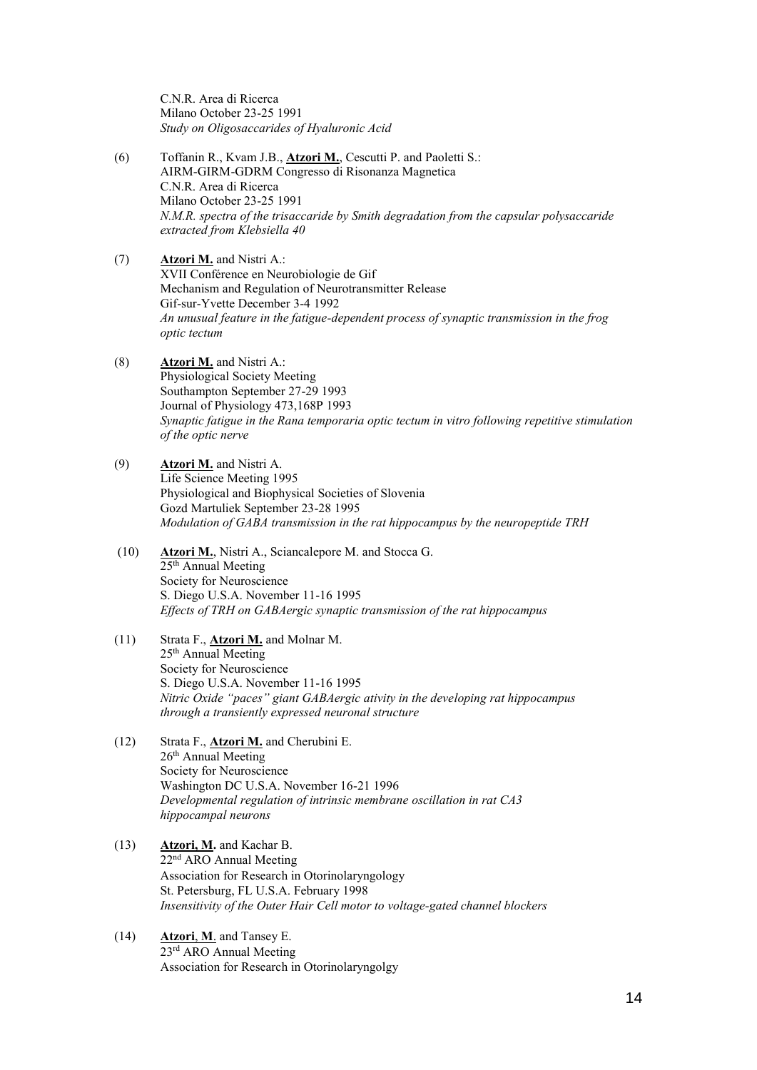C.N.R. Area di Ricerca
Milano October 23-25 1991
*Study on Oligosaccarides of Hyaluronic Acid*

(6) Toffanin R., Kvam J.B., **Atzori M.**, Cescutti P. and Paoletti S.:
AIRM-GIRM-GDRM Congresso di Risonanza Magnetica
C.N.R. Area di Ricerca
Milano October 23-25 1991
*N.M.R. spectra of the trisaccharide by Smith degradation from the capsular polysaccaride extracted from Klebsiella 40*

(7) **Atzori M.** and Nistri A.:
XVII Conférence en Neurobiologie de Gif
Mechanism and Regulation of Neurotransmitter Release
Gif-sur-Yvette December 3-4 1992
*An unusual feature in the fatigue-dependent process of synaptic transmission in the frog optic tectum*

(8) **Atzori M.** and Nistri A.:
Physiological Society Meeting
Southampton September 27-29 1993
Journal of Physiology 473,168P 1993
*Synaptic fatigue in the Rana temporaria optic tectum in vitro following repetitive stimulation of the optic nerve*

(9) **Atzori M.** and Nistri A.
Life Science Meeting 1995
Physiological and Biophysical Societies of Slovenia
Gozd Martuliek September 23-28 1995
*Modulation of GABA transmission in the rat hippocampus by the neuropeptide TRH*

(10) **Atzori M.**, Nistri A., Sciancalepore M. and Stocca G.
25th Annual Meeting
Society for Neuroscience
S. Diego U.S.A. November 11-16 1995
*Effects of TRH on GABAergic synaptic transmission of the rat hippocampus*

(11) Strata F., **Atzori M.** and Molnar M.
25th Annual Meeting
Society for Neuroscience
S. Diego U.S.A. November 11-16 1995
*Nitric Oxide "paces" giant GABAergic ativity in the developing rat hippocampus through a transiently expressed neuronal structure*

(12) Strata F., **Atzori M.** and Cherubini E.
26th Annual Meeting
Society for Neuroscience
Washington DC U.S.A. November 16-21 1996
*Developmental regulation of intrinsic membrane oscillation in rat CA3 hippocampal neurons*

(13) **Atzori, M.** and Kachar B.
22nd ARO Annual Meeting
Association for Research in Otorinolaryngology
St. Petersburg, FL U.S.A. February 1998
*Insensitivity of the Outer Hair Cell motor to voltage-gated channel blockers*

(14) **Atzori**, **M**. and Tansey E.
23rd ARO Annual Meeting
Association for Research in Otorinolaryngolgy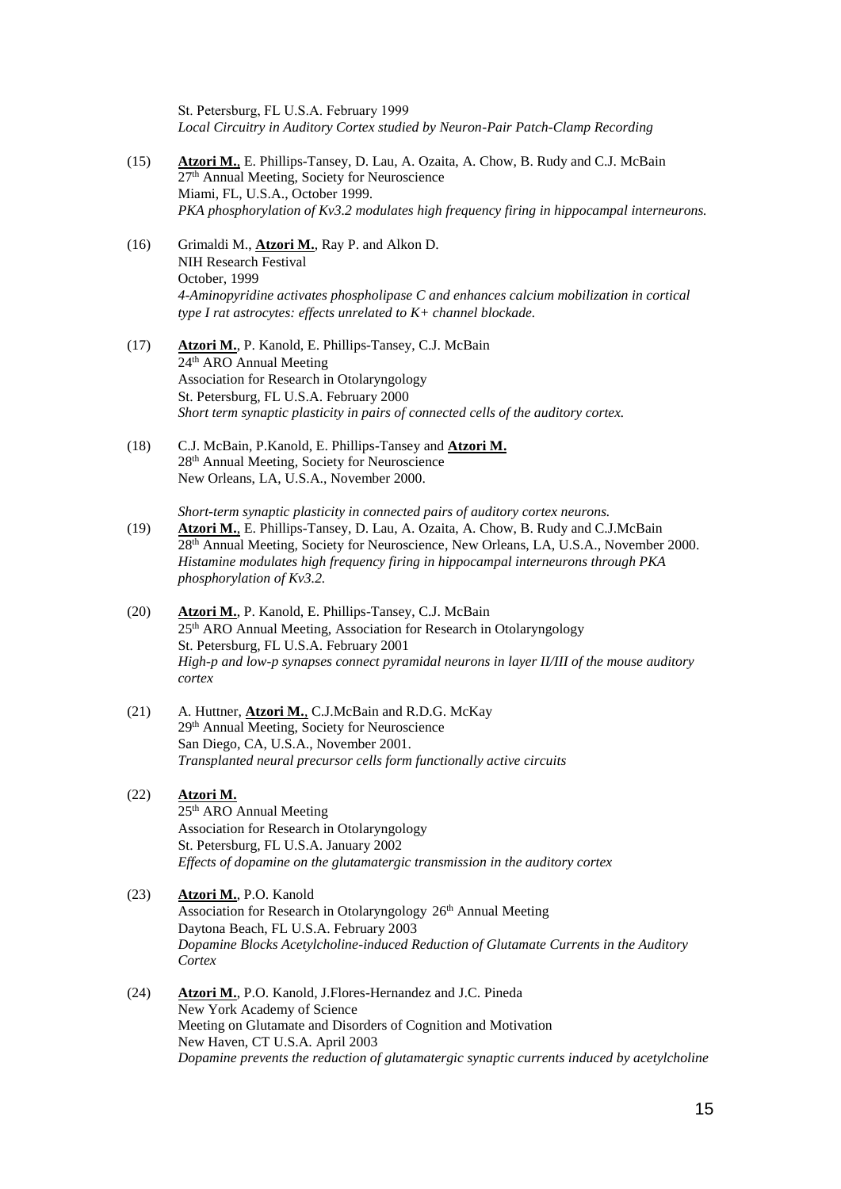St. Petersburg, FL U.S.A. February 1999
*Local Circuitry in Auditory Cortex studied by Neuron-Pair Patch-Clamp Recording*

(15) **Atzori M.**, E. Phillips-Tansey, D. Lau, A. Ozaita, A. Chow, B. Rudy and C.J. McBain
27th Annual Meeting, Society for Neuroscience
Miami, FL, U.S.A., October 1999.
*PKA phosphorylation of Kv3.2 modulates high frequency firing in hippocampal interneurons.*

(16) Grimaldi M., **Atzori M.**, Ray P. and Alkon D.
NIH Research Festival
October, 1999
*4-Aminopyridine activates phospholipase C and enhances calcium mobilization in cortical type I rat astrocytes: effects unrelated to K+ channel blockade.*

(17) **Atzori M.**, P. Kanold, E. Phillips-Tansey, C.J. McBain
24th ARO Annual Meeting
Association for Research in Otolaryngology
St. Petersburg, FL U.S.A. February 2000
*Short term synaptic plasticity in pairs of connected cells of the auditory cortex.*

(18) C.J. McBain, P.Kanold, E. Phillips-Tansey and **Atzori M.**
28th Annual Meeting, Society for Neuroscience
New Orleans, LA, U.S.A., November 2000.

*Short-term synaptic plasticity in connected pairs of auditory cortex neurons.*

(19) **Atzori M.**, E. Phillips-Tansey, D. Lau, A. Ozaita, A. Chow, B. Rudy and C.J.McBain
28th Annual Meeting, Society for Neuroscience, New Orleans, LA, U.S.A., November 2000.
*Histamine modulates high frequency firing in hippocampal interneurons through PKA phosphorylation of Kv3.2.*

(20) **Atzori M.**, P. Kanold, E. Phillips-Tansey, C.J. McBain
25th ARO Annual Meeting, Association for Research in Otolaryngology
St. Petersburg, FL U.S.A. February 2001
*High-p and low-p synapses connect pyramidal neurons in layer II/III of the mouse auditory cortex*

(21) A. Huttner, **Atzori M.**, C.J.McBain and R.D.G. McKay
29th Annual Meeting, Society for Neuroscience
San Diego, CA, U.S.A., November 2001.
*Transplanted neural precursor cells form functionally active circuits*

(22) **Atzori M.**
25th ARO Annual Meeting
Association for Research in Otolaryngology
St. Petersburg, FL U.S.A. January 2002
*Effects of dopamine on the glutamatergic transmission in the auditory cortex*

(23) **Atzori M.**, P.O. Kanold
Association for Research in Otolaryngology 26th Annual Meeting
Daytona Beach, FL U.S.A. February 2003
*Dopamine Blocks Acetylcholine-induced Reduction of Glutamate Currents in the Auditory Cortex*

(24) **Atzori M.**, P.O. Kanold, J.Flores-Hernandez and J.C. Pineda
New York Academy of Science
Meeting on Glutamate and Disorders of Cognition and Motivation
New Haven, CT U.S.A. April 2003
*Dopamine prevents the reduction of glutamatergic synaptic currents induced by acetylcholine*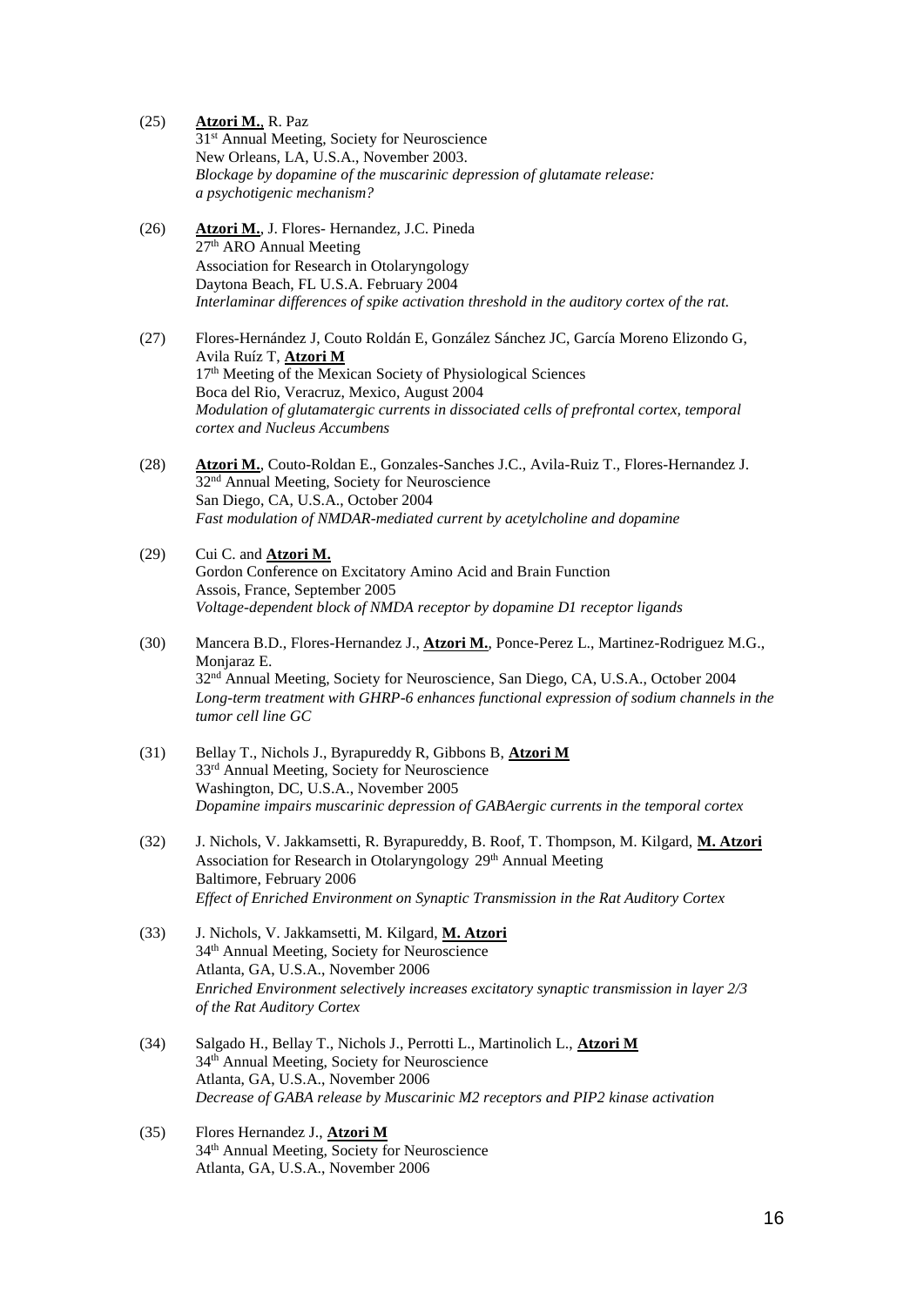(25) **Atzori M.**, R. Paz
31st Annual Meeting, Society for Neuroscience
New Orleans, LA, U.S.A., November 2003.
*Blockage by dopamine of the muscarinic depression of glutamate release: a psychotigenic mechanism?*

(26) **Atzori M.**, J. Flores- Hernandez, J.C. Pineda
27th ARO Annual Meeting
Association for Research in Otolaryngology
Daytona Beach, FL U.S.A. February 2004
*Interlaminar differences of spike activation threshold in the auditory cortex of the rat.*

(27) Flores-Hernández J, Couto Roldán E, González Sánchez JC, García Moreno Elizondo G, Avila Ruíz T, **Atzori M**
17th Meeting of the Mexican Society of Physiological Sciences
Boca del Rio, Veracruz, Mexico, August 2004
*Modulation of glutamatergic currents in dissociated cells of prefrontal cortex, temporal cortex and Nucleus Accumbens*

(28) **Atzori M.**, Couto-Roldan E., Gonzales-Sanches J.C., Avila-Ruiz T., Flores-Hernandez J.
32nd Annual Meeting, Society for Neuroscience
San Diego, CA, U.S.A., October 2004
*Fast modulation of NMDAR-mediated current by acetylcholine and dopamine*

(29) Cui C. and **Atzori M.**
Gordon Conference on Excitatory Amino Acid and Brain Function
Assois, France, September 2005
*Voltage-dependent block of NMDA receptor by dopamine D1 receptor ligands*

(30) Mancera B.D., Flores-Hernandez J., **Atzori M.**, Ponce-Perez L., Martinez-Rodriguez M.G., Monjaraz E.
32nd Annual Meeting, Society for Neuroscience, San Diego, CA, U.S.A., October 2004
*Long-term treatment with GHRP-6 enhances functional expression of sodium channels in the tumor cell line GC*

(31) Bellay T., Nichols J., Byrapureddy R, Gibbons B, **Atzori M**
33rd Annual Meeting, Society for Neuroscience
Washington, DC, U.S.A., November 2005
*Dopamine impairs muscarinic depression of GABAergic currents in the temporal cortex*

(32) J. Nichols, V. Jakkamsetti, R. Byrapureddy, B. Roof, T. Thompson, M. Kilgard, **M. Atzori**
Association for Research in Otolaryngology 29th Annual Meeting
Baltimore, February 2006
*Effect of Enriched Environment on Synaptic Transmission in the Rat Auditory Cortex*

(33) J. Nichols, V. Jakkamsetti, M. Kilgard, **M. Atzori**
34th Annual Meeting, Society for Neuroscience
Atlanta, GA, U.S.A., November 2006
*Enriched Environment selectively increases excitatory synaptic transmission in layer 2/3 of the Rat Auditory Cortex*

(34) Salgado H., Bellay T., Nichols J., Perrotti L., Martinolich L., **Atzori M**
34th Annual Meeting, Society for Neuroscience
Atlanta, GA, U.S.A., November 2006
*Decrease of GABA release by Muscarinic M2 receptors and PIP2 kinase activation*

(35) Flores Hernandez J., **Atzori M**
34th Annual Meeting, Society for Neuroscience
Atlanta, GA, U.S.A., November 2006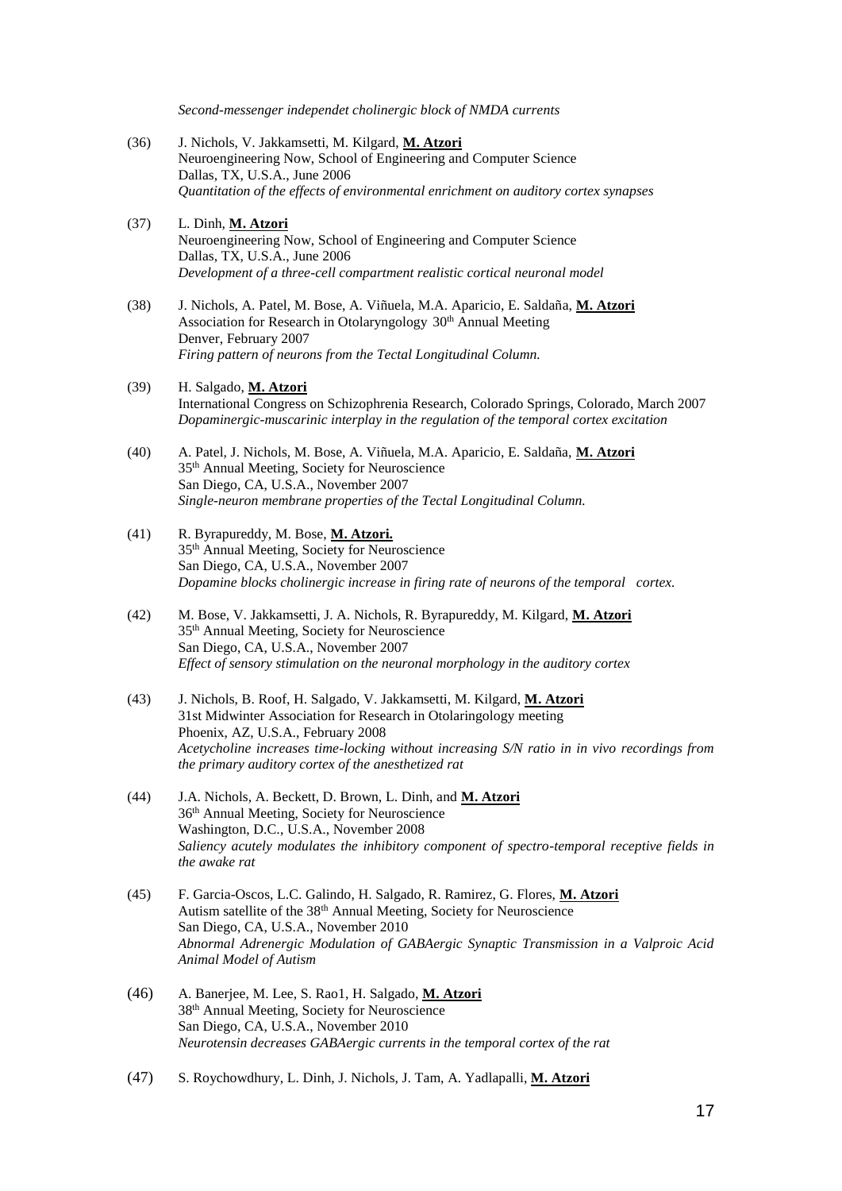*Second-messenger independet cholinergic block of NMDA currents*

(36) J. Nichols, V. Jakkamsetti, M. Kilgard, **M. Atzori**
Neuroengineering Now, School of Engineering and Computer Science
Dallas, TX, U.S.A., June 2006
*Quantitation of the effects of environmental enrichment on auditory cortex synapses*

(37) L. Dinh, **M. Atzori**
Neuroengineering Now, School of Engineering and Computer Science
Dallas, TX, U.S.A., June 2006
*Development of a three-cell compartment realistic cortical neuronal model*

(38) J. Nichols, A. Patel, M. Bose, A. Viñuela, M.A. Aparicio, E. Saldaña, **M. Atzori**
Association for Research in Otolaryngology 30th Annual Meeting
Denver, February 2007
*Firing pattern of neurons from the Tectal Longitudinal Column.*

(39) H. Salgado, **M. Atzori**
International Congress on Schizophrenia Research, Colorado Springs, Colorado, March 2007
*Dopaminergic-muscarinic interplay in the regulation of the temporal cortex excitation*

(40) A. Patel, J. Nichols, M. Bose, A. Viñuela, M.A. Aparicio, E. Saldaña, **M. Atzori**
35th Annual Meeting, Society for Neuroscience
San Diego, CA, U.S.A., November 2007
*Single-neuron membrane properties of the Tectal Longitudinal Column.*

(41) R. Byrapureddy, M. Bose, **M. Atzori.**
35th Annual Meeting, Society for Neuroscience
San Diego, CA, U.S.A., November 2007
*Dopamine blocks cholinergic increase in firing rate of neurons of the temporal cortex.*

(42) M. Bose, V. Jakkamsetti, J. A. Nichols, R. Byrapureddy, M. Kilgard, **M. Atzori**
35th Annual Meeting, Society for Neuroscience
San Diego, CA, U.S.A., November 2007
*Effect of sensory stimulation on the neuronal morphology in the auditory cortex*

(43) J. Nichols, B. Roof, H. Salgado, V. Jakkamsetti, M. Kilgard, **M. Atzori**
31st Midwinter Association for Research in Otolaringology meeting
Phoenix, AZ, U.S.A., February 2008
*Acetycholine increases time-locking without increasing S/N ratio in in vivo recordings from the primary auditory cortex of the anesthetized rat*

(44) J.A. Nichols, A. Beckett, D. Brown, L. Dinh, and **M. Atzori**
36th Annual Meeting, Society for Neuroscience
Washington, D.C., U.S.A., November 2008
*Saliency acutely modulates the inhibitory component of spectro-temporal receptive fields in the awake rat*

(45) F. Garcia-Oscos, L.C. Galindo, H. Salgado, R. Ramirez, G. Flores, **M. Atzori**
Autism satellite of the 38th Annual Meeting, Society for Neuroscience
San Diego, CA, U.S.A., November 2010
*Abnormal Adrenergic Modulation of GABAergic Synaptic Transmission in a Valproic Acid Animal Model of Autism*

(46) A. Banerjee, M. Lee, S. Rao1, H. Salgado, **M. Atzori**
38th Annual Meeting, Society for Neuroscience
San Diego, CA, U.S.A., November 2010
*Neurotensin decreases GABAergic currents in the temporal cortex of the rat*

(47) S. Roychowdhury, L. Dinh, J. Nichols, J. Tam, A. Yadlapalli, **M. Atzori**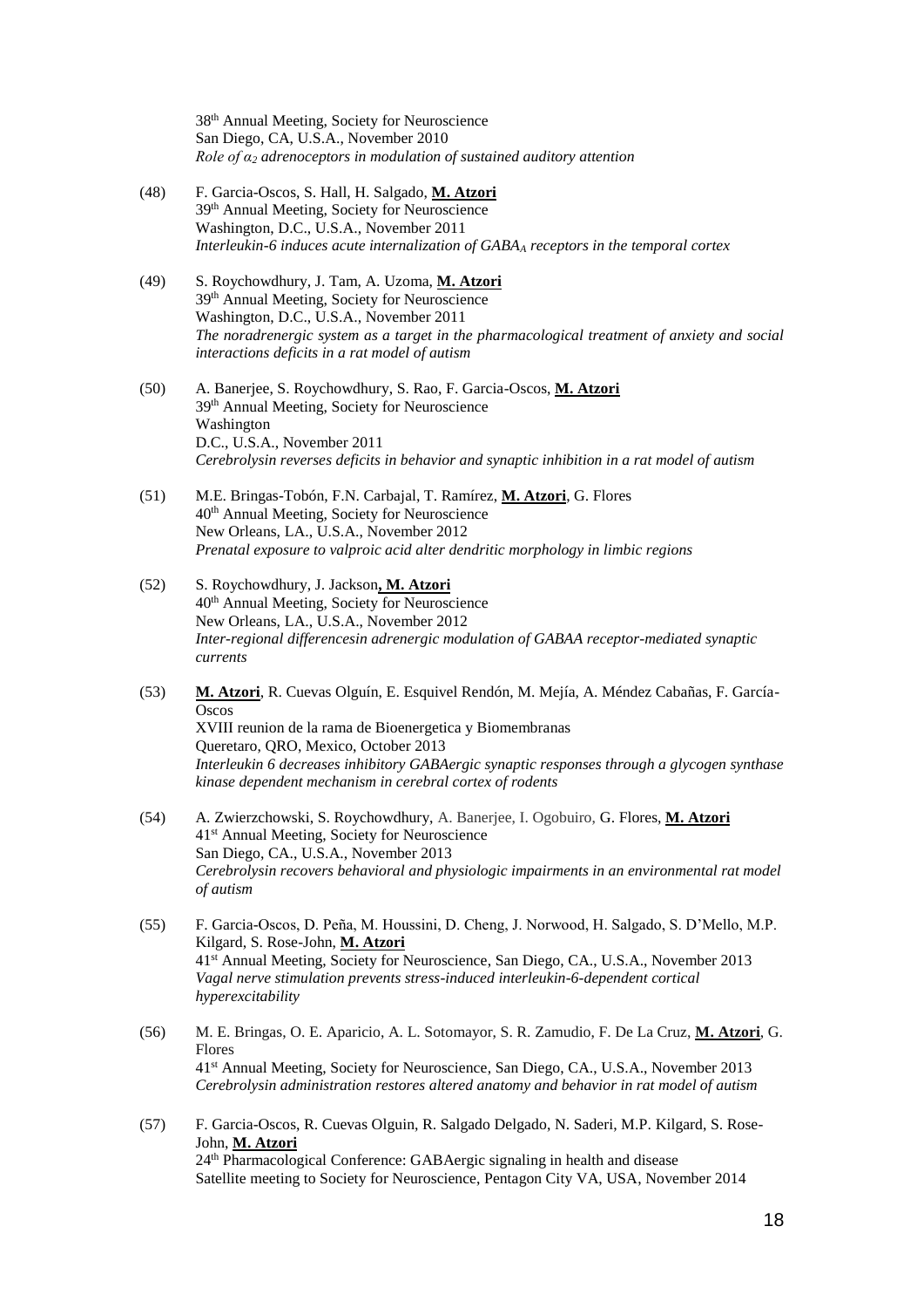38th Annual Meeting, Society for Neuroscience
San Diego, CA, U.S.A., November 2010
*Role of $\alpha_2$ adrenoceptors in modulation of sustained auditory attention*

(48) F. Garcia-Oscos, S. Hall, H. Salgado, **M. Atzori**
39th Annual Meeting, Society for Neuroscience
Washington, D.C., U.S.A., November 2011
*Interleukin-6 induces acute internalization of $GABA_A$ receptors in the temporal cortex*

(49) S. Roychowdhury, J. Tam, A. Uzoma, **M. Atzori**
39th Annual Meeting, Society for Neuroscience
Washington, D.C., U.S.A., November 2011
*The noradrenergic system as a target in the pharmacological treatment of anxiety and social interactions deficits in a rat model of autism*

(50) A. Banerjee, S. Roychowdhury, S. Rao, F. Garcia-Oscos, **M. Atzori**
39th Annual Meeting, Society for Neuroscience
Washington
D.C., U.S.A., November 2011
*Cerebrolysin reverses deficits in behavior and synaptic inhibition in a rat model of autism*

(51) M.E. Bringas-Tobón, F.N. Carbajal, T. Ramírez, **M. Atzori**, G. Flores
40th Annual Meeting, Society for Neuroscience
New Orleans, LA., U.S.A., November 2012
*Prenatal exposure to valproic acid alter dendritic morphology in limbic regions*

(52) S. Roychowdhury, J. Jackson**, M. Atzori**
40th Annual Meeting, Society for Neuroscience
New Orleans, LA., U.S.A., November 2012
*Inter-regional differencesin adrenergic modulation of GABAA receptor-mediated synaptic currents*

(53) **M. Atzori**, R. Cuevas Olguín, E. Esquivel Rendón, M. Mejía, A. Méndez Cabañas, F. García-Oscos
XVIII reunion de la rama de Bioenergetica y Biomembranas
Queretaro, QRO, Mexico, October 2013
*Interleukin 6 decreases inhibitory GABAergic synaptic responses through a glycogen synthase kinase dependent mechanism in cerebral cortex of rodents*

(54) A. Zwierzchowski, S. Roychowdhury, A. Banerjee, I. Ogobuiro, G. Flores, **M. Atzori**
41st Annual Meeting, Society for Neuroscience
San Diego, CA., U.S.A., November 2013
*Cerebrolysin recovers behavioral and physiologic impairments in an environmental rat model of autism*

(55) F. Garcia-Oscos, D. Peña, M. Houssini, D. Cheng, J. Norwood, H. Salgado, S. D'Mello, M.P. Kilgard, S. Rose-John, **M. Atzori**
41st Annual Meeting, Society for Neuroscience, San Diego, CA., U.S.A., November 2013
*Vagal nerve stimulation prevents stress-induced interleukin-6-dependent cortical hyperexcitability*

(56) M. E. Bringas, O. E. Aparicio, A. L. Sotomayor, S. R. Zamudio, F. De La Cruz, **M. Atzori**, G. Flores
41st Annual Meeting, Society for Neuroscience, San Diego, CA., U.S.A., November 2013
*Cerebrolysin administration restores altered anatomy and behavior in rat model of autism*

(57) F. Garcia-Oscos, R. Cuevas Olguin, R. Salgado Delgado, N. Saderi, M.P. Kilgard, S. Rose-John, **M. Atzori**
24th Pharmacological Conference: GABAergic signaling in health and disease
Satellite meeting to Society for Neuroscience, Pentagon City VA, USA, November 2014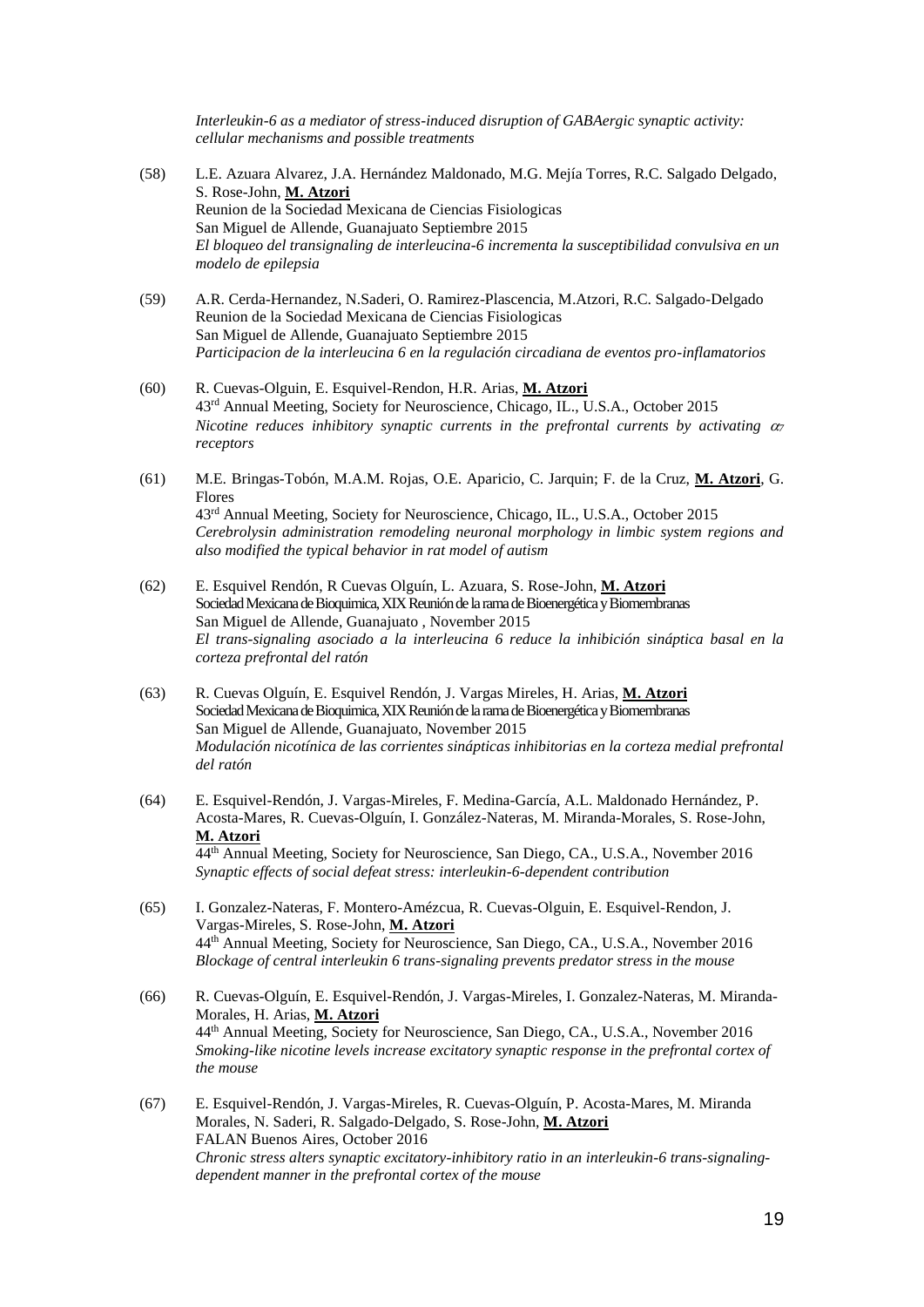*Interleukin-6 as a mediator of stress-induced disruption of GABAergic synaptic activity: cellular mechanisms and possible treatments*

(58) L.E. Azuara Alvarez, J.A. Hernández Maldonado, M.G. Mejía Torres, R.C. Salgado Delgado, S. Rose-John, **M. Atzori**
Reunion de la Sociedad Mexicana de Ciencias Fisiologicas
San Miguel de Allende, Guanajuato Septiembre 2015
*El bloqueo del transignaling de interleucina-6 incrementa la susceptibilidad convulsiva en un modelo de epilepsia*

(59) A.R. Cerda-Hernandez, N.Saderi, O. Ramirez-Plascencia, M.Atzori, R.C. Salgado-Delgado
Reunion de la Sociedad Mexicana de Ciencias Fisiologicas
San Miguel de Allende, Guanajuato Septiembre 2015
*Participacion de la interleucina 6 en la regulación circadiana de eventos pro-inflamatorios*

(60) R. Cuevas-Olguin, E. Esquivel-Rendon, H.R. Arias, **M. Atzori**
43rd Annual Meeting, Society for Neuroscience, Chicago, IL., U.S.A., October 2015
*Nicotine reduces inhibitory synaptic currents in the prefrontal currents by activating $\alpha_7$ receptors*

(61) M.E. Bringas-Tobón, M.A.M. Rojas, O.E. Aparicio, C. Jarquin; F. de la Cruz, **M. Atzori**, G. Flores
43rd Annual Meeting, Society for Neuroscience, Chicago, IL., U.S.A., October 2015
*Cerebrolysin administration remodeling neuronal morphology in limbic system regions and also modified the typical behavior in rat model of autism*

(62) E. Esquivel Rendón, R Cuevas Olguín, L. Azuara, S. Rose-John, **M. Atzori**
Sociedad Mexicana de Bioquimica, XIX Reunión de la rama de Bioenergética y Biomembranas
San Miguel de Allende, Guanajuato , November 2015
*El trans-signaling asociado a la interleucina 6 reduce la inhibición sináptica basal en la corteza prefrontal del ratón*

(63) R. Cuevas Olguín, E. Esquivel Rendón, J. Vargas Mireles, H. Arias, **M. Atzori**
Sociedad Mexicana de Bioquimica, XIX Reunión de la rama de Bioenergética y Biomembranas
San Miguel de Allende, Guanajuato, November 2015
*Modulación nicotínica de las corrientes sinápticas inhibitorias en la corteza medial prefrontal del ratón*

(64) E. Esquivel-Rendón, J. Vargas-Mireles, F. Medina-García, A.L. Maldonado Hernández, P. Acosta-Mares, R. Cuevas-Olguín, I. González-Nateras, M. Miranda-Morales, S. Rose-John, **M. Atzori**
44th Annual Meeting, Society for Neuroscience, San Diego, CA., U.S.A., November 2016
*Synaptic effects of social defeat stress: interleukin-6-dependent contribution*

(65) I. Gonzalez-Nateras, F. Montero-Amézcua, R. Cuevas-Olguin, E. Esquivel-Rendon, J. Vargas-Mireles, S. Rose-John, **M. Atzori**
44th Annual Meeting, Society for Neuroscience, San Diego, CA., U.S.A., November 2016
*Blockage of central interleukin 6 trans-signaling prevents predator stress in the mouse*

(66) R. Cuevas-Olguín, E. Esquivel-Rendón, J. Vargas-Mireles, I. Gonzalez-Nateras, M. Miranda-Morales, H. Arias, **M. Atzori**
44th Annual Meeting, Society for Neuroscience, San Diego, CA., U.S.A., November 2016
*Smoking-like nicotine levels increase excitatory synaptic response in the prefrontal cortex of the mouse*

(67) E. Esquivel-Rendón, J. Vargas-Mireles, R. Cuevas-Olguín, P. Acosta-Mares, M. Miranda Morales, N. Saderi, R. Salgado-Delgado, S. Rose-John, **M. Atzori**
FALAN Buenos Aires, October 2016
*Chronic stress alters synaptic excitatory-inhibitory ratio in an interleukin-6 trans-signaling-dependent manner in the prefrontal cortex of the mouse*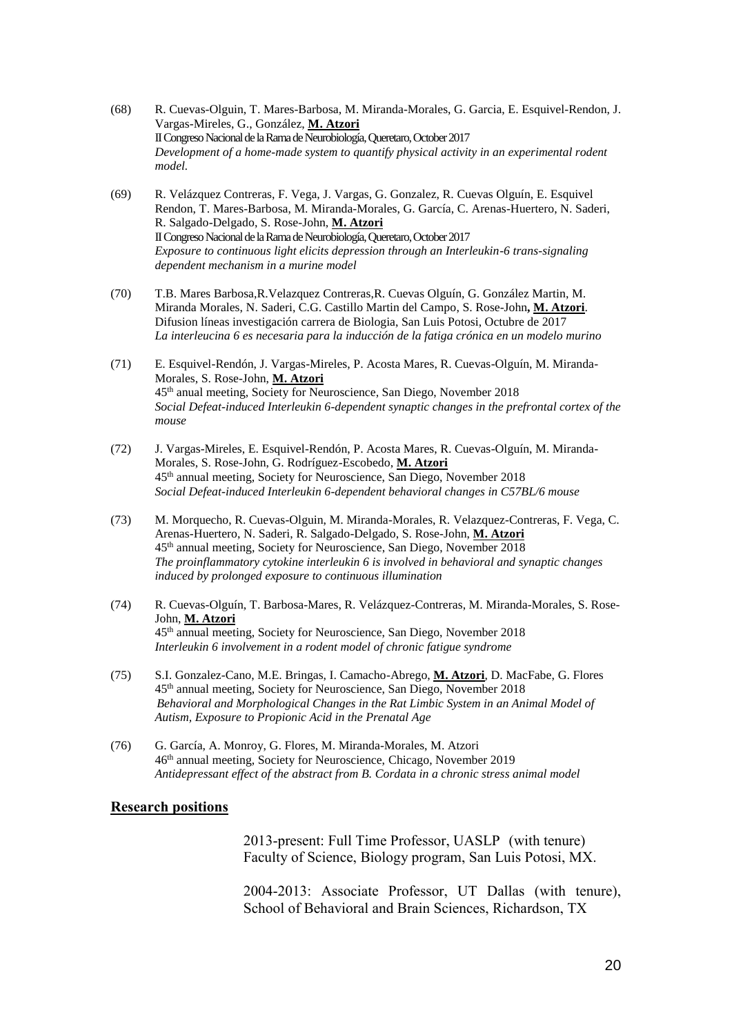(68) R. Cuevas-Olguin, T. Mares-Barbosa, M. Miranda-Morales, G. Garcia, E. Esquivel-Rendon, J. Vargas-Mireles, G., González, **M. Atzori**
II Congreso Nacional de la Rama de Neurobiología, Queretaro, October 2017
*Development of a home-made system to quantify physical activity in an experimental rodent model.*

(69) R. Velázquez Contreras, F. Vega, J. Vargas, G. Gonzalez, R. Cuevas Olguín, E. Esquivel Rendon, T. Mares-Barbosa, M. Miranda-Morales, G. García, C. Arenas-Huertero, N. Saderi, R. Salgado-Delgado, S. Rose-John, **M. Atzori**
II Congreso Nacional de la Rama de Neurobiología, Queretaro, October 2017
*Exposure to continuous light elicits depression through an Interleukin-6 trans-signaling dependent mechanism in a murine model*

(70) T.B. Mares Barbosa,R.Velazquez Contreras,R. Cuevas Olguín, G. González Martin, M. Miranda Morales, N. Saderi, C.G. Castillo Martin del Campo, S. Rose-John**, M. Atzori**.
Difusion líneas investigación carrera de Biologia, San Luis Potosi, Octubre de 2017
*La interleucina 6 es necesaria para la inducción de la fatiga crónica en un modelo murino*

(71) E. Esquivel-Rendón, J. Vargas-Mireles, P. Acosta Mares, R. Cuevas-Olguín, M. Miranda-Morales, S. Rose-John, **M. Atzori**
45th anual meeting, Society for Neuroscience, San Diego, November 2018
*Social Defeat-induced Interleukin 6-dependent synaptic changes in the prefrontal cortex of the mouse*

(72) J. Vargas-Mireles, E. Esquivel-Rendón, P. Acosta Mares, R. Cuevas-Olguín, M. Miranda-Morales, S. Rose-John, G. Rodríguez-Escobedo, **M. Atzori**
45th annual meeting, Society for Neuroscience, San Diego, November 2018
*Social Defeat-induced Interleukin 6-dependent behavioral changes in C57BL/6 mouse*

(73) M. Morquecho, R. Cuevas-Olguin, M. Miranda-Morales, R. Velazquez-Contreras, F. Vega, C. Arenas-Huertero, N. Saderi, R. Salgado-Delgado, S. Rose-John, **M. Atzori**
45th annual meeting, Society for Neuroscience, San Diego, November 2018
*The proinflammatory cytokine interleukin 6 is involved in behavioral and synaptic changes induced by prolonged exposure to continuous illumination*

(74) R. Cuevas-Olguín, T. Barbosa-Mares, R. Velázquez-Contreras, M. Miranda-Morales, S. Rose-John, **M. Atzori**
45th annual meeting, Society for Neuroscience, San Diego, November 2018
*Interleukin 6 involvement in a rodent model of chronic fatigue syndrome*

(75) S.I. Gonzalez-Cano, M.E. Bringas, I. Camacho-Abrego, **M. Atzori**, D. MacFabe, G. Flores
45th annual meeting, Society for Neuroscience, San Diego, November 2018
*Behavioral and Morphological Changes in the Rat Limbic System in an Animal Model of Autism, Exposure to Propionic Acid in the Prenatal Age*

(76) G. García, A. Monroy, G. Flores, M. Miranda-Morales, M. Atzori
46th annual meeting, Society for Neuroscience, Chicago, November 2019
*Antidepressant effect of the abstract from B. Cordata in a chronic stress animal model*

## Research positions

2013-present: Full Time Professor, UASLP (with tenure)
Faculty of Science, Biology program, San Luis Potosi, MX.

2004-2013: Associate Professor, UT Dallas (with tenure), School of Behavioral and Brain Sciences, Richardson, TX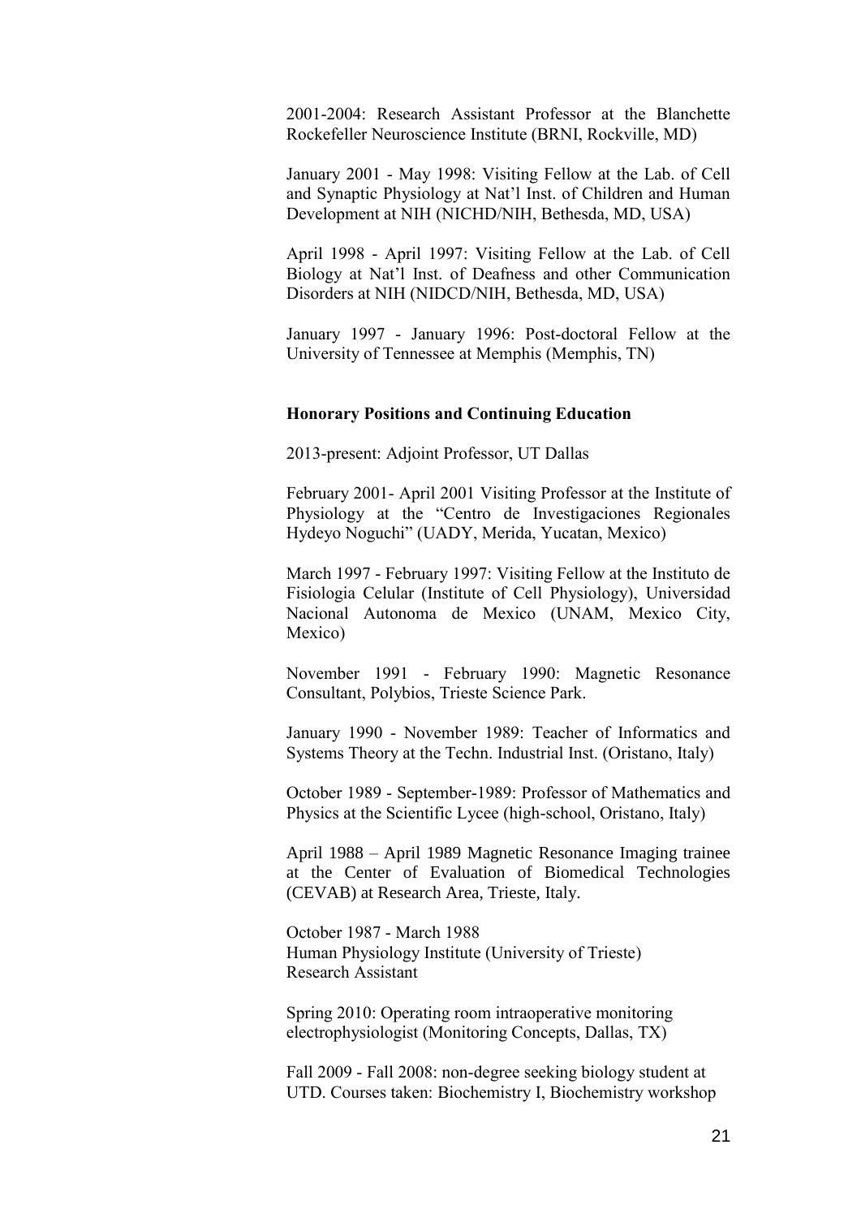2001-2004: Research Assistant Professor at the Blanchette Rockefeller Neuroscience Institute (BRNI, Rockville, MD)

January 2001 - May 1998: Visiting Fellow at the Lab. of Cell and Synaptic Physiology at Nat'l Inst. of Children and Human Development at NIH (NICHD/NIH, Bethesda, MD, USA)

April 1998 - April 1997: Visiting Fellow at the Lab. of Cell Biology at Nat'l Inst. of Deafness and other Communication Disorders at NIH (NIDCD/NIH, Bethesda, MD, USA)

January 1997 - January 1996: Post-doctoral Fellow at the University of Tennessee at Memphis (Memphis, TN)

**Honorary Positions and Continuing Education**

2013-present: Adjoint Professor, UT Dallas

February 2001- April 2001 Visiting Professor at the Institute of Physiology at the "Centro de Investigaciones Regionales Hydeyo Noguchi" (UADY, Merida, Yucatan, Mexico)

March 1997 - February 1997: Visiting Fellow at the Instituto de Fisiologia Celular (Institute of Cell Physiology), Universidad Nacional Autonoma de Mexico (UNAM, Mexico City, Mexico)

November 1991 - February 1990: Magnetic Resonance Consultant, Polybios, Trieste Science Park.

January 1990 - November 1989: Teacher of Informatics and Systems Theory at the Techn. Industrial Inst. (Oristano, Italy)

October 1989 - September-1989: Professor of Mathematics and Physics at the Scientific Lycee (high-school, Oristano, Italy)

April 1988 – April 1989 Magnetic Resonance Imaging trainee at the Center of Evaluation of Biomedical Technologies (CEVAB) at Research Area, Trieste, Italy.

October 1987 - March 1988
Human Physiology Institute (University of Trieste)
Research Assistant

Spring 2010: Operating room intraoperative monitoring electrophysiologist (Monitoring Concepts, Dallas, TX)

Fall 2009 - Fall 2008: non-degree seeking biology student at UTD. Courses taken: Biochemistry I, Biochemistry workshop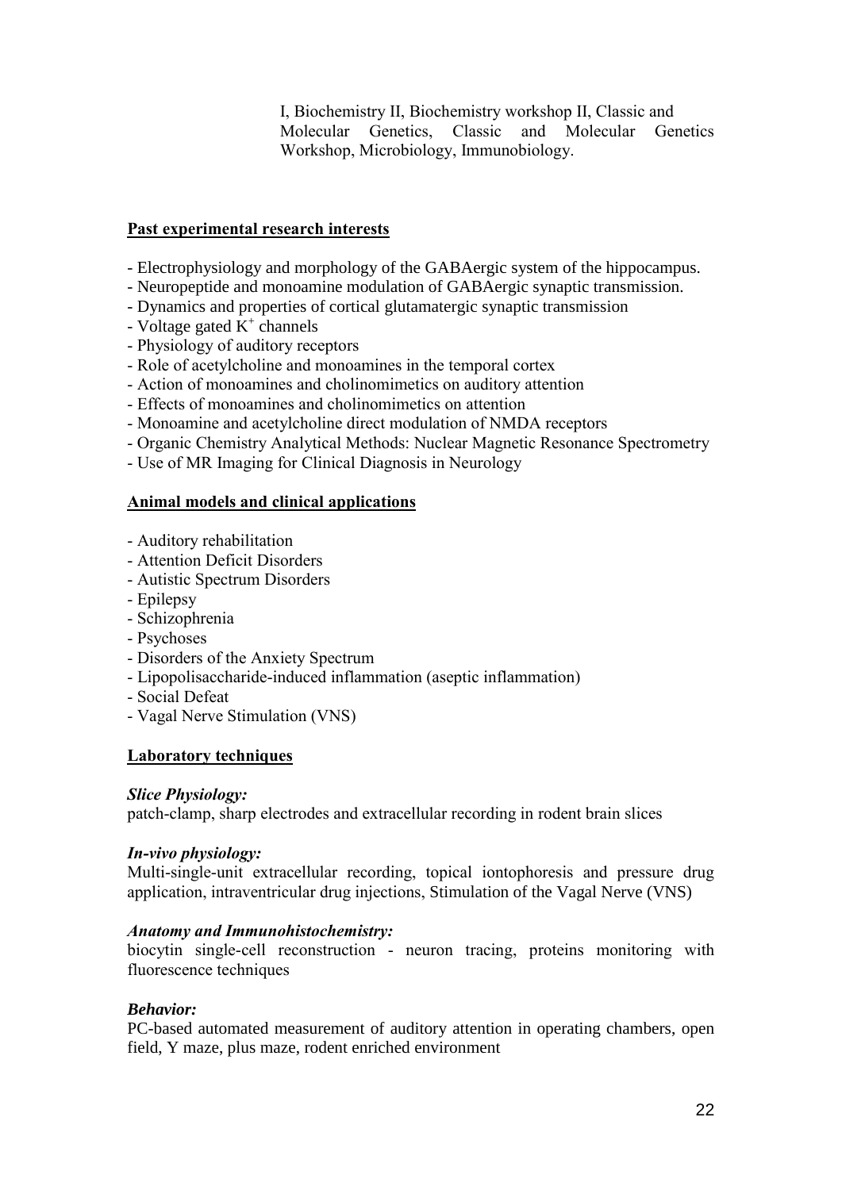I, Biochemistry II, Biochemistry workshop II, Classic and Molecular Genetics, Classic and Molecular Genetics Workshop, Microbiology, Immunobiology.

**Past experimental research interests**

- Electrophysiology and morphology of the GABAergic system of the hippocampus.
- Neuropeptide and monoamine modulation of GABAergic synaptic transmission.
- Dynamics and properties of cortical glutamatergic synaptic transmission
- Voltage gated $K^+$ channels
- Physiology of auditory receptors
- Role of acetylcholine and monoamines in the temporal cortex
- Action of monoamines and cholinomimetics on auditory attention
- Effects of monoamines and cholinomimetics on attention
- Monoamine and acetylcholine direct modulation of NMDA receptors
- Organic Chemistry Analytical Methods: Nuclear Magnetic Resonance Spectrometry
- Use of MR Imaging for Clinical Diagnosis in Neurology

**Animal models and clinical applications**

- Auditory rehabilitation
- Attention Deficit Disorders
- Autistic Spectrum Disorders
- Epilepsy
- Schizophrenia
- Psychoses
- Disorders of the Anxiety Spectrum
- Lipopolisaccharide-induced inflammation (aseptic inflammation)
- Social Defeat
- Vagal Nerve Stimulation (VNS)

**Laboratory techniques**

***Slice Physiology:***
patch-clamp, sharp electrodes and extracellular recording in rodent brain slices

***In-vivo physiology:***
Multi-single-unit extracellular recording, topical iontophoresis and pressure drug application, intraventricular drug injections, Stimulation of the Vagal Nerve (VNS)

***Anatomy and Immunohistochemistry:***
biocytin single-cell reconstruction - neuron tracing, proteins monitoring with fluorescence techniques

***Behavior:***
PC-based automated measurement of auditory attention in operating chambers, open field, Y maze, plus maze, rodent enriched environment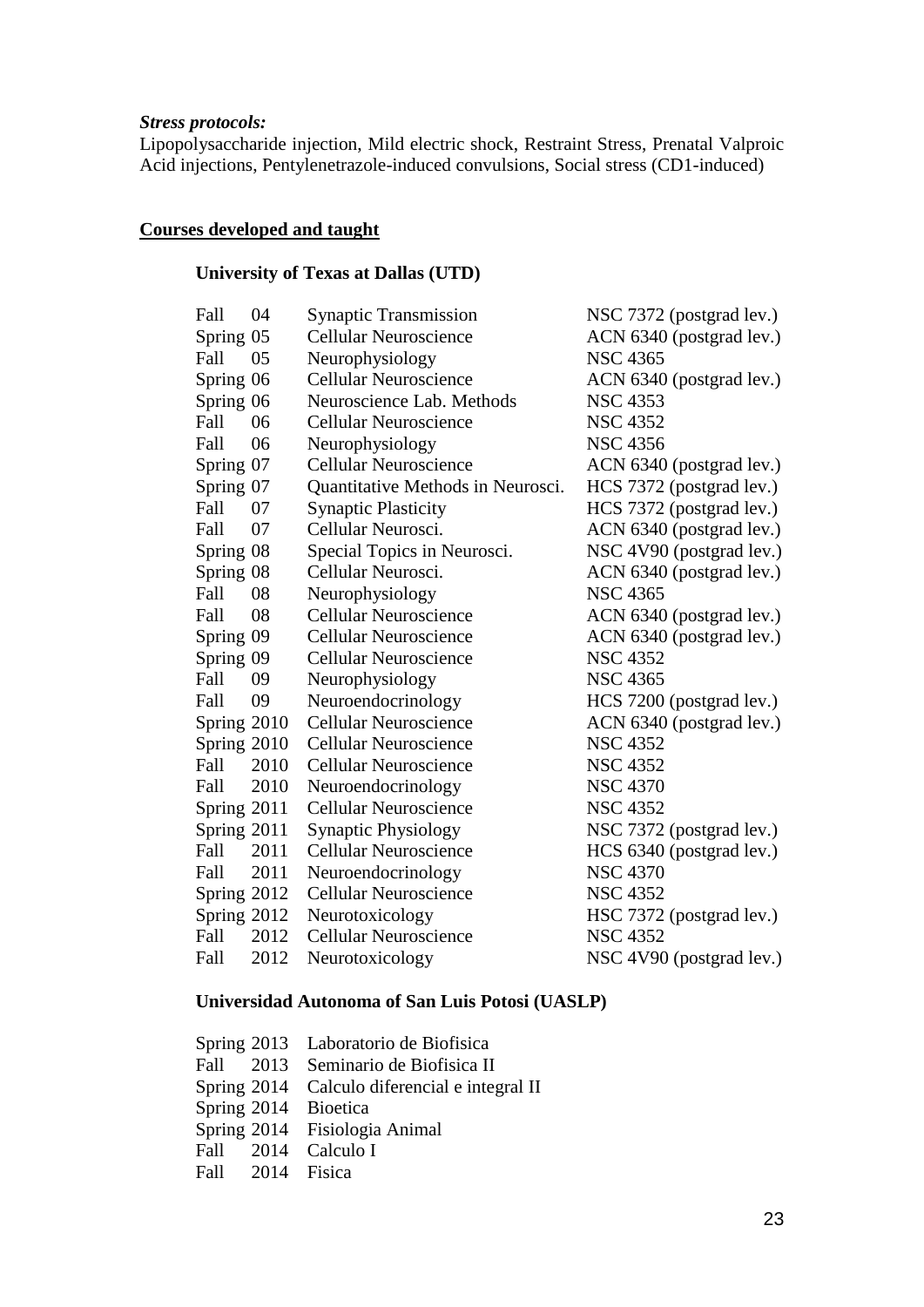***Stress protocols:***
Lipopolysaccharide injection, Mild electric shock, Restraint Stress, Prenatal Valproic Acid injections, Pentylenetrazole-induced convulsions, Social stress (CD1-induced)

## <u>Courses developed and taught</u>

### University of Texas at Dallas (UTD)

| | | | |
|---|---|---|---|
| Fall | 04 | Synaptic Transmission | NSC 7372 (postgrad lev.) |
| Spring | 05 | Cellular Neuroscience | ACN 6340 (postgrad lev.) |
| Fall | 05 | Neurophysiology | NSC 4365 |
| Spring | 06 | Cellular Neuroscience | ACN 6340 (postgrad lev.) |
| Spring | 06 | Neuroscience Lab. Methods | NSC 4353 |
| Fall | 06 | Cellular Neuroscience | NSC 4352 |
| Fall | 06 | Neurophysiology | NSC 4356 |
| Spring | 07 | Cellular Neuroscience | ACN 6340 (postgrad lev.) |
| Spring | 07 | Quantitative Methods in Neurosci. | HCS 7372 (postgrad lev.) |
| Fall | 07 | Synaptic Plasticity | HCS 7372 (postgrad lev.) |
| Fall | 07 | Cellular Neurosci. | ACN 6340 (postgrad lev.) |
| Spring | 08 | Special Topics in Neurosci. | NSC 4V90 (postgrad lev.) |
| Spring | 08 | Cellular Neurosci. | ACN 6340 (postgrad lev.) |
| Fall | 08 | Neurophysiology | NSC 4365 |
| Fall | 08 | Cellular Neuroscience | ACN 6340 (postgrad lev.) |
| Spring | 09 | Cellular Neuroscience | ACN 6340 (postgrad lev.) |
| Spring | 09 | Cellular Neuroscience | NSC 4352 |
| Fall | 09 | Neurophysiology | NSC 4365 |
| Fall | 09 | Neuroendocrinology | HCS 7200 (postgrad lev.) |
| Spring | 2010 | Cellular Neuroscience | ACN 6340 (postgrad lev.) |
| Spring | 2010 | Cellular Neuroscience | NSC 4352 |
| Fall | 2010 | Cellular Neuroscience | NSC 4352 |
| Fall | 2010 | Neuroendocrinology | NSC 4370 |
| Spring | 2011 | Cellular Neuroscience | NSC 4352 |
| Spring | 2011 | Synaptic Physiology | NSC 7372 (postgrad lev.) |
| Fall | 2011 | Cellular Neuroscience | HCS 6340 (postgrad lev.) |
| Fall | 2011 | Neuroendocrinology | NSC 4370 |
| Spring | 2012 | Cellular Neuroscience | NSC 4352 |
| Spring | 2012 | Neurotoxicology | HSC 7372 (postgrad lev.) |
| Fall | 2012 | Cellular Neuroscience | NSC 4352 |
| Fall | 2012 | Neurotoxicology | NSC 4V90 (postgrad lev.) |

### Universidad Autonoma of San Luis Potosi (UASLP)

| | | |
|---|---|---|
| Spring | 2013 | Laboratorio de Biofisica |
| Fall | 2013 | Seminario de Biofisica II |
| Spring | 2014 | Calculo diferencial e integral II |
| Spring | 2014 | Bioetica |
| Spring | 2014 | Fisiologia Animal |
| Fall | 2014 | Calculo I |
| Fall | 2014 | Fisica |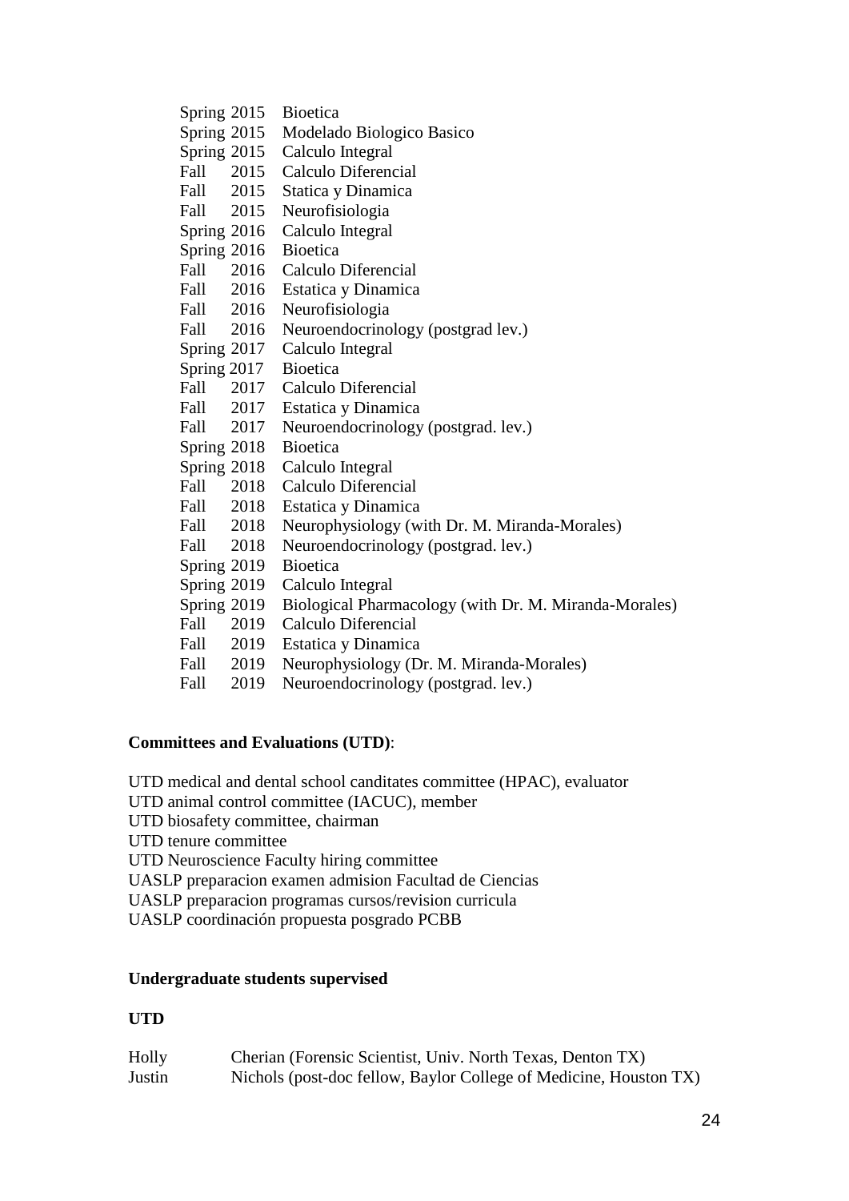Spring 2015 Bioetica
Spring 2015 Modelado Biologico Basico
Spring 2015 Calculo Integral
Fall 2015 Calculo Diferencial
Fall 2015 Statica y Dinamica
Fall 2015 Neurofisiologia
Spring 2016 Calculo Integral
Spring 2016 Bioetica
Fall 2016 Calculo Diferencial
Fall 2016 Estatica y Dinamica
Fall 2016 Neurofisiologia
Fall 2016 Neuroendocrinology (postgrad lev.)
Spring 2017 Calculo Integral
Spring 2017 Bioetica
Fall 2017 Calculo Diferencial
Fall 2017 Estatica y Dinamica
Fall 2017 Neuroendocrinology (postgrad. lev.)
Spring 2018 Bioetica
Spring 2018 Calculo Integral
Fall 2018 Calculo Diferencial
Fall 2018 Estatica y Dinamica
Fall 2018 Neurophysiology (with Dr. M. Miranda-Morales)
Fall 2018 Neuroendocrinology (postgrad. lev.)
Spring 2019 Bioetica
Spring 2019 Calculo Integral
Spring 2019 Biological Pharmacology (with Dr. M. Miranda-Morales)
Fall 2019 Calculo Diferencial
Fall 2019 Estatica y Dinamica
Fall 2019 Neurophysiology (Dr. M. Miranda-Morales)
Fall 2019 Neuroendocrinology (postgrad. lev.)

**Committees and Evaluations (UTD)**:

UTD medical and dental school canditates committee (HPAC), evaluator
UTD animal control committee (IACUC), member
UTD biosafety committee, chairman
UTD tenure committee
UTD Neuroscience Faculty hiring committee
UASLP preparacion examen admision Facultad de Ciencias
UASLP preparacion programas cursos/revision curricula
UASLP coordinación propuesta posgrado PCBB

**Undergraduate students supervised**

**UTD**

Holly Cherian (Forensic Scientist, Univ. North Texas, Denton TX)
Justin Nichols (post-doc fellow, Baylor College of Medicine, Houston TX)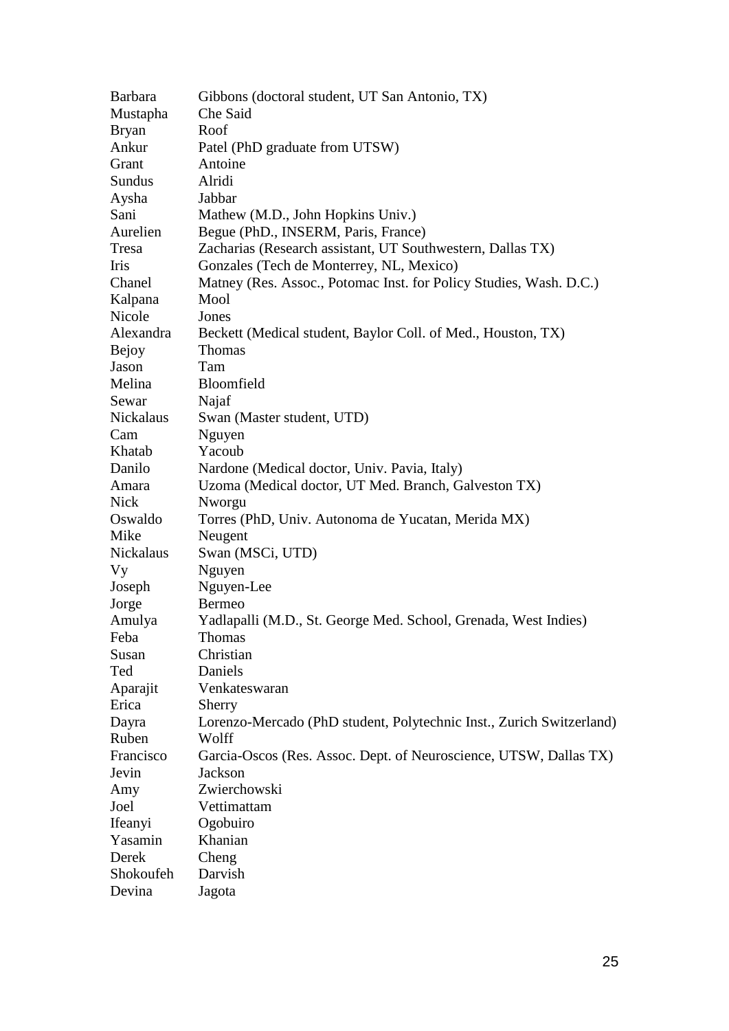| | |
|---|---|
| Barbara | Gibbons (doctoral student, UT San Antonio, TX) |
| Mustapha | Che Said |
| Bryan | Roof |
| Ankur | Patel (PhD graduate from UTSW) |
| Grant | Antoine |
| Sundus | Alridi |
| Aysha | Jabbar |
| Sani | Mathew (M.D., John Hopkins Univ.) |
| Aurelien | Begue (PhD., INSERM, Paris, France) |
| Tresa | Zacharias (Research assistant, UT Southwestern, Dallas TX) |
| Iris | Gonzales (Tech de Monterrey, NL, Mexico) |
| Chanel | Matney (Res. Assoc., Potomac Inst. for Policy Studies, Wash. D.C.) |
| Kalpana | Mool |
| Nicole | Jones |
| Alexandra | Beckett (Medical student, Baylor Coll. of Med., Houston, TX) |
| Bejoy | Thomas |
| Jason | Tam |
| Melina | Bloomfield |
| Sewar | Najaf |
| Nickalaus | Swan (Master student, UTD) |
| Cam | Nguyen |
| Khatab | Yacoub |
| Danilo | Nardone (Medical doctor, Univ. Pavia, Italy) |
| Amara | Uzoma (Medical doctor, UT Med. Branch, Galveston TX) |
| Nick | Nworgu |
| Oswaldo | Torres (PhD, Univ. Autonoma de Yucatan, Merida MX) |
| Mike | Neugent |
| Nickalaus | Swan (MSCi, UTD) |
| Vy | Nguyen |
| Joseph | Nguyen-Lee |
| Jorge | Bermeo |
| Amulya | Yadlapalli (M.D., St. George Med. School, Grenada, West Indies) |
| Feba | Thomas |
| Susan | Christian |
| Ted | Daniels |
| Aparajit | Venkateswaran |
| Erica | Sherry |
| Dayra | Lorenzo-Mercado (PhD student, Polytechnic Inst., Zurich Switzerland) |
| Ruben | Wolff |
| Francisco | Garcia-Oscos (Res. Assoc. Dept. of Neuroscience, UTSW, Dallas TX) |
| Jevin | Jackson |
| Amy | Zwierchowski |
| Joel | Vettimattam |
| Ifeanyi | Ogobuiro |
| Yasamin | Khanian |
| Derek | Cheng |
| Shokoufeh | Darvish |
| Devina | Jagota |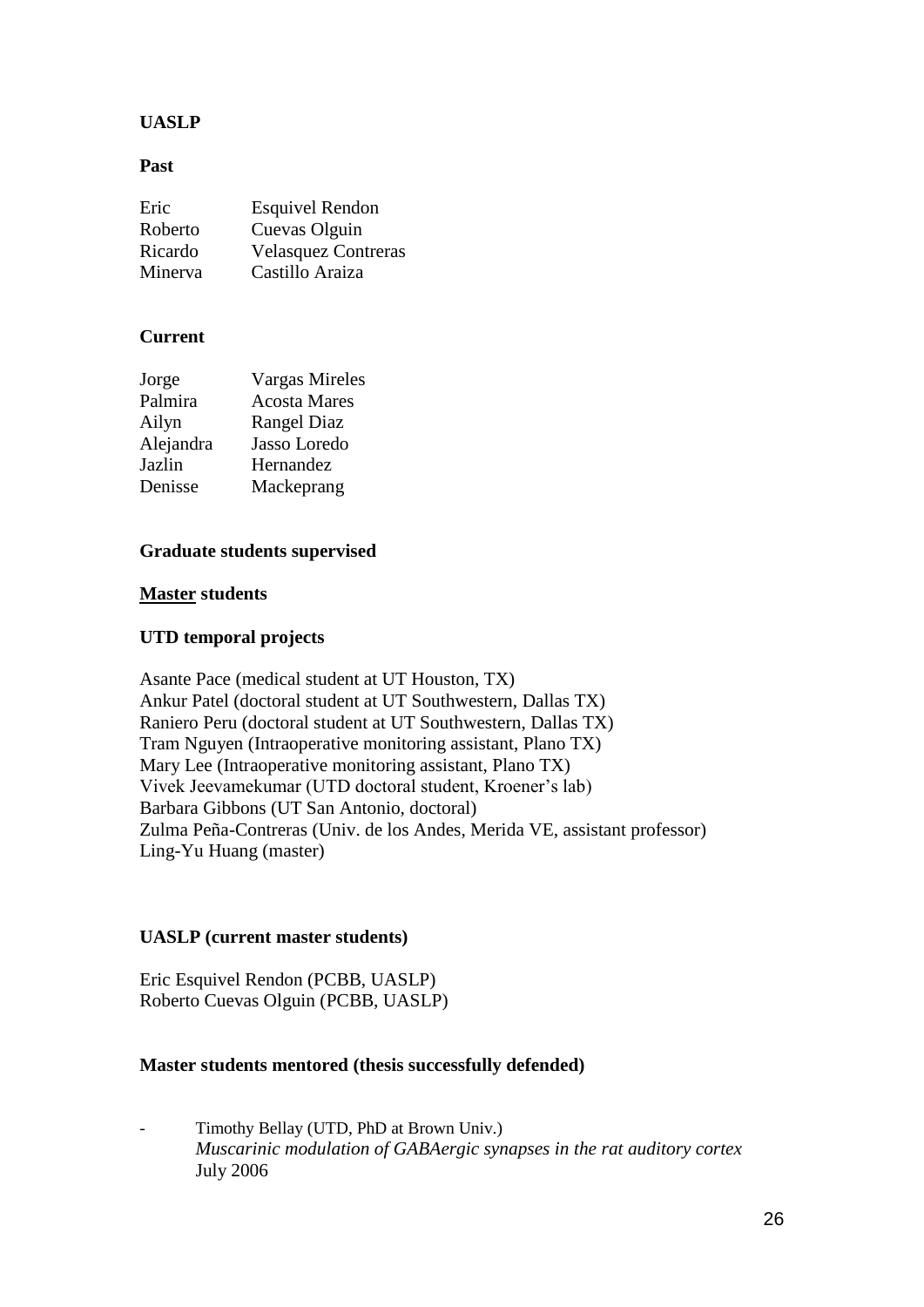**UASLP**

**Past**

| | |
|---|---|
| Eric | Esquivel Rendon |
| Roberto | Cuevas Olguin |
| Ricardo | Velasquez Contreras |
| Minerva | Castillo Araiza |

**Current**

| | |
|---|---|
| Jorge | Vargas Mireles |
| Palmira | Acosta Mares |
| Ailyn | Rangel Diaz |
| Alejandra | Jasso Loredo |
| Jazlin | Hernandez |
| Denisse | Mackeprang |

**Graduate students supervised**

**<u>Master</u> students**

**UTD temporal projects**

Asante Pace (medical student at UT Houston, TX)
Ankur Patel (doctoral student at UT Southwestern, Dallas TX)
Raniero Peru (doctoral student at UT Southwestern, Dallas TX)
Tram Nguyen (Intraoperative monitoring assistant, Plano TX)
Mary Lee (Intraoperative monitoring assistant, Plano TX)
Vivek Jeevamekumar (UTD doctoral student, Kroener's lab)
Barbara Gibbons (UT San Antonio, doctoral)
Zulma Peña-Contreras (Univ. de los Andes, Merida VE, assistant professor)
Ling-Yu Huang (master)

**UASLP (current master students)**

Eric Esquivel Rendon (PCBB, UASLP)
Roberto Cuevas Olguin (PCBB, UASLP)

**Master students mentored (thesis successfully defended)**

- Timothy Bellay (UTD, PhD at Brown Univ.)
  *Muscarinic modulation of GABAergic synapses in the rat auditory cortex*
  July 2006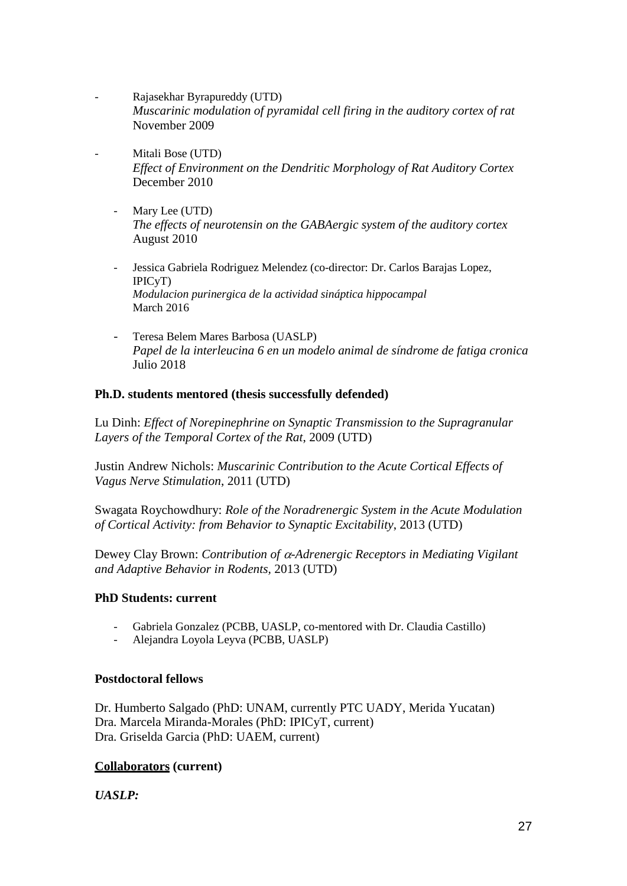- Rajasekhar Byrapureddy (UTD)
  *Muscarinic modulation of pyramidal cell firing in the auditory cortex of rat*
  November 2009

- Mitali Bose (UTD)
  *Effect of Environment on the Dendritic Morphology of Rat Auditory Cortex*
  December 2010

- Mary Lee (UTD)
  *The effects of neurotensin on the GABAergic system of the auditory cortex*
  August 2010

- Jessica Gabriela Rodriguez Melendez (co-director: Dr. Carlos Barajas Lopez, IPICyT)
  *Modulacion purinergica de la actividad sináptica hippocampal*
  March 2016

- Teresa Belem Mares Barbosa (UASLP)
  *Papel de la interleucina 6 en un modelo animal de síndrome de fatiga cronica*
  Julio 2018

**Ph.D. students mentored (thesis successfully defended)**

Lu Dinh: *Effect of Norepinephrine on Synaptic Transmission to the Supragranular Layers of the Temporal Cortex of the Rat*, 2009 (UTD)

Justin Andrew Nichols: *Muscarinic Contribution to the Acute Cortical Effects of Vagus Nerve Stimulation*, 2011 (UTD)

Swagata Roychowdhury: *Role of the Noradrenergic System in the Acute Modulation of Cortical Activity: from Behavior to Synaptic Excitability*, 2013 (UTD)

Dewey Clay Brown: *Contribution of α-Adrenergic Receptors in Mediating Vigilant and Adaptive Behavior in Rodents*, 2013 (UTD)

**PhD Students: current**

- Gabriela Gonzalez (PCBB, UASLP, co-mentored with Dr. Claudia Castillo)
- Alejandra Loyola Leyva (PCBB, UASLP)

**Postdoctoral fellows**

Dr. Humberto Salgado (PhD: UNAM, currently PTC UADY, Merida Yucatan)
Dra. Marcela Miranda-Morales (PhD: IPICyT, current)
Dra. Griselda Garcia (PhD: UAEM, current)

**Collaborators (current)**

***UASLP:***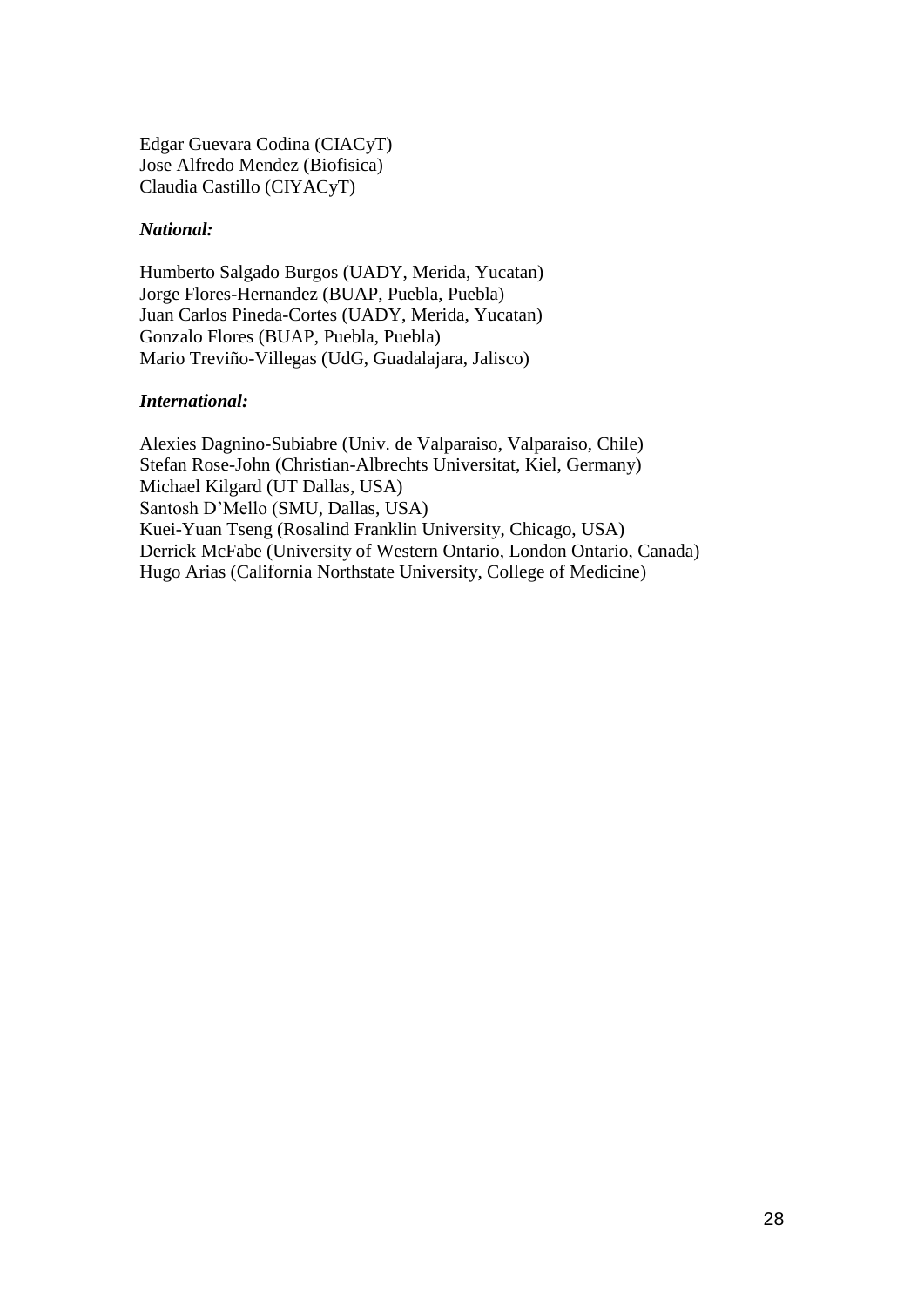Edgar Guevara Codina (CIACyT)
Jose Alfredo Mendez (Biofisica)
Claudia Castillo (CIYACyT)

***National:***

Humberto Salgado Burgos (UADY, Merida, Yucatan)
Jorge Flores-Hernandez (BUAP, Puebla, Puebla)
Juan Carlos Pineda-Cortes (UADY, Merida, Yucatan)
Gonzalo Flores (BUAP, Puebla, Puebla)
Mario Treviño-Villegas (UdG, Guadalajara, Jalisco)

***International:***

Alexies Dagnino-Subiabre (Univ. de Valparaiso, Valparaiso, Chile)
Stefan Rose-John (Christian-Albrechts Universitat, Kiel, Germany)
Michael Kilgard (UT Dallas, USA)
Santosh D'Mello (SMU, Dallas, USA)
Kuei-Yuan Tseng (Rosalind Franklin University, Chicago, USA)
Derrick McFabe (University of Western Ontario, London Ontario, Canada)
Hugo Arias (California Northstate University, College of Medicine)